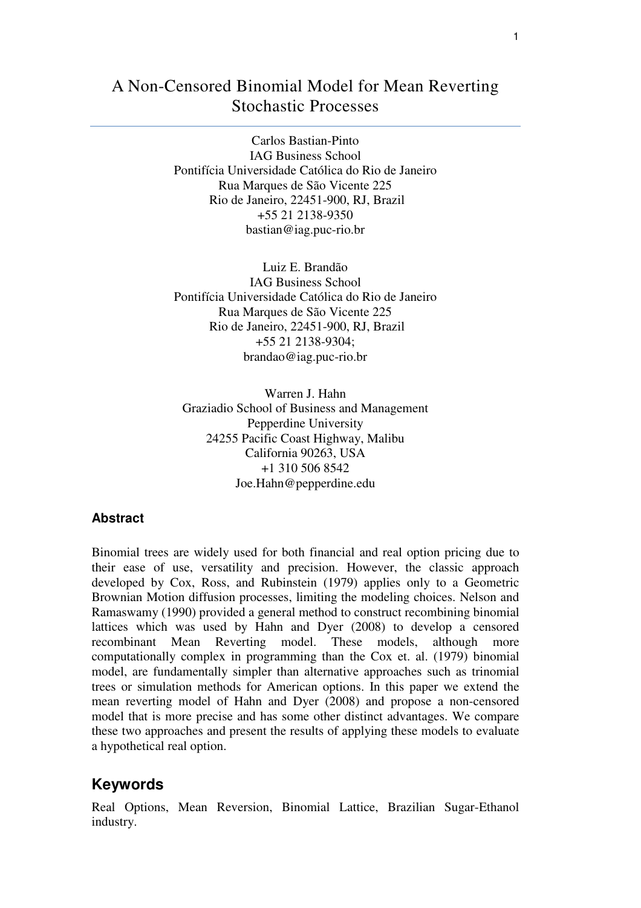# A Non-Censored Binomial Model for Mean Reverting Stochastic Processes

Carlos Bastian-Pinto
IAG Business School
Pontifícia Universidade Católica do Rio de Janeiro
Rua Marques de São Vicente 225
Rio de Janeiro, 22451-900, RJ, Brazil
+55 21 2138-9350
bastian@iag.puc-rio.br

Luiz E. Brandão
IAG Business School
Pontifícia Universidade Católica do Rio de Janeiro
Rua Marques de São Vicente 225
Rio de Janeiro, 22451-900, RJ, Brazil
+55 21 2138-9304;
brandao@iag.puc-rio.br

Warren J. Hahn
Graziadio School of Business and Management
Pepperdine University
24255 Pacific Coast Highway, Malibu
California 90263, USA
+1 310 506 8542
Joe.Hahn@pepperdine.edu

### Abstract

Binomial trees are widely used for both financial and real option pricing due to their ease of use, versatility and precision. However, the classic approach developed by Cox, Ross, and Rubinstein (1979) applies only to a Geometric Brownian Motion diffusion processes, limiting the modeling choices. Nelson and Ramaswamy (1990) provided a general method to construct recombining binomial lattices which was used by Hahn and Dyer (2008) to develop a censored recombinant Mean Reverting model. These models, although more computationally complex in programming than the Cox et. al. (1979) binomial model, are fundamentally simpler than alternative approaches such as trinomial trees or simulation methods for American options. In this paper we extend the mean reverting model of Hahn and Dyer (2008) and propose a non-censored model that is more precise and has some other distinct advantages. We compare these two approaches and present the results of applying these models to evaluate a hypothetical real option.

## Keywords

Real Options, Mean Reversion, Binomial Lattice, Brazilian Sugar-Ethanol industry.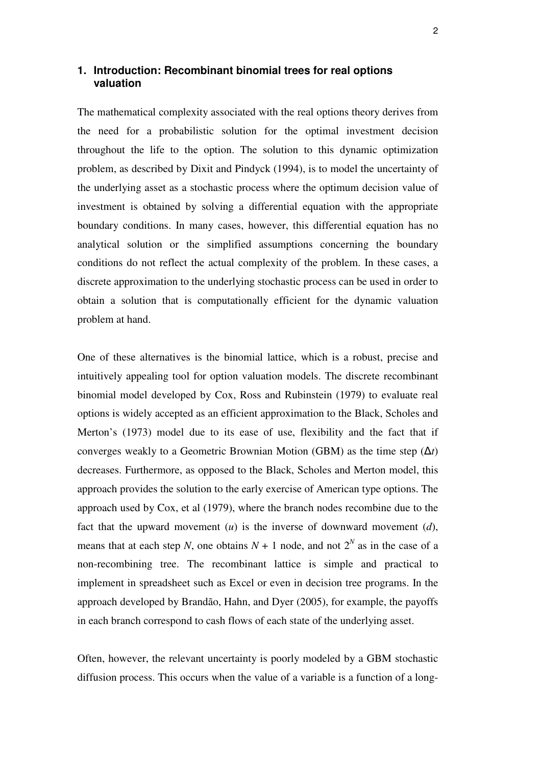## 1. Introduction: Recombinant binomial trees for real options valuation

The mathematical complexity associated with the real options theory derives from the need for a probabilistic solution for the optimal investment decision throughout the life to the option. The solution to this dynamic optimization problem, as described by Dixit and Pindyck (1994), is to model the uncertainty of the underlying asset as a stochastic process where the optimum decision value of investment is obtained by solving a differential equation with the appropriate boundary conditions. In many cases, however, this differential equation has no analytical solution or the simplified assumptions concerning the boundary conditions do not reflect the actual complexity of the problem. In these cases, a discrete approximation to the underlying stochastic process can be used in order to obtain a solution that is computationally efficient for the dynamic valuation problem at hand.

One of these alternatives is the binomial lattice, which is a robust, precise and intuitively appealing tool for option valuation models. The discrete recombinant binomial model developed by Cox, Ross and Rubinstein (1979) to evaluate real options is widely accepted as an efficient approximation to the Black, Scholes and Merton's (1973) model due to its ease of use, flexibility and the fact that if converges weakly to a Geometric Brownian Motion (GBM) as the time step ($\Delta t$) decreases. Furthermore, as opposed to the Black, Scholes and Merton model, this approach provides the solution to the early exercise of American type options. The approach used by Cox, et al (1979), where the branch nodes recombine due to the fact that the upward movement ($u$) is the inverse of downward movement ($d$), means that at each step $N$, one obtains $N + 1$ node, and not $2^N$ as in the case of a non-recombining tree. The recombinant lattice is simple and practical to implement in spreadsheet such as Excel or even in decision tree programs. In the approach developed by Brandão, Hahn, and Dyer (2005), for example, the payoffs in each branch correspond to cash flows of each state of the underlying asset.

Often, however, the relevant uncertainty is poorly modeled by a GBM stochastic diffusion process. This occurs when the value of a variable is a function of a long-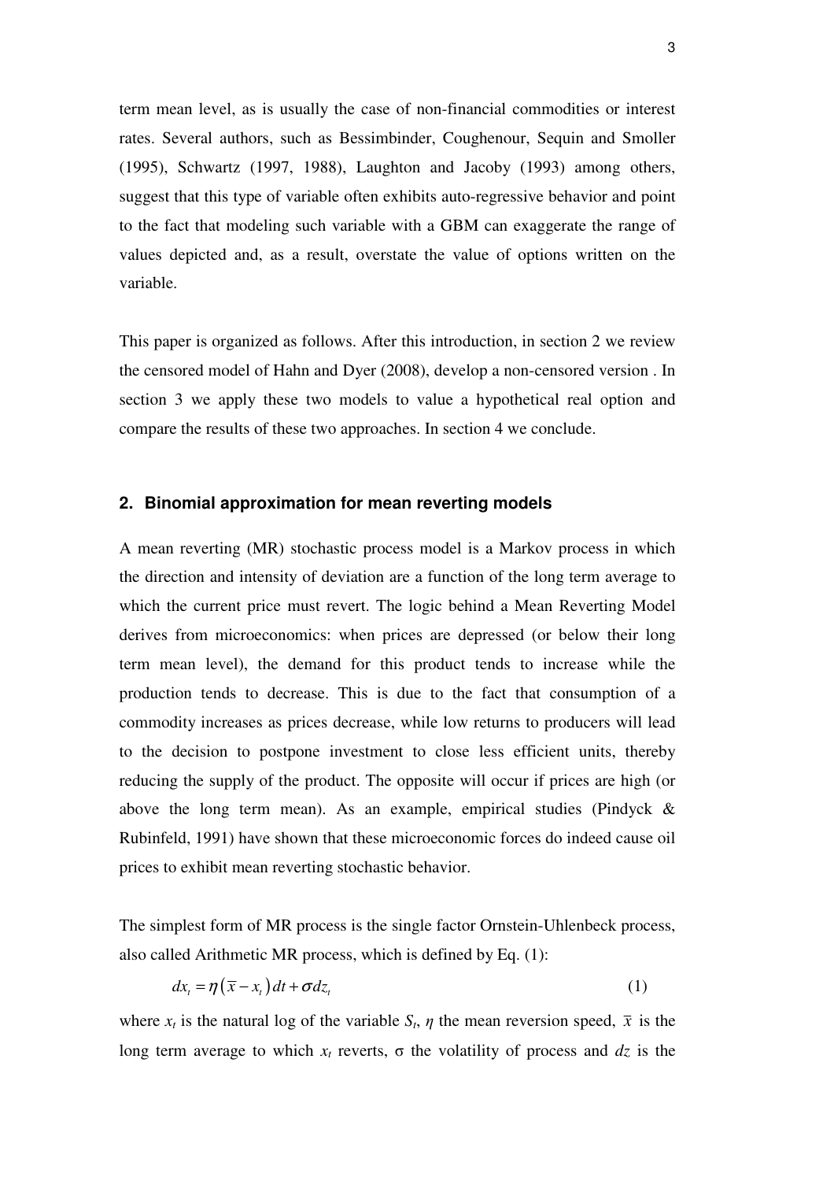term mean level, as is usually the case of non-financial commodities or interest rates. Several authors, such as Bessimbinder, Coughenour, Sequin and Smoller (1995), Schwartz (1997, 1988), Laughton and Jacoby (1993) among others, suggest that this type of variable often exhibits auto-regressive behavior and point to the fact that modeling such variable with a GBM can exaggerate the range of values depicted and, as a result, overstate the value of options written on the variable.

This paper is organized as follows. After this introduction, in section 2 we review the censored model of Hahn and Dyer (2008), develop a non-censored version . In section 3 we apply these two models to value a hypothetical real option and compare the results of these two approaches. In section 4 we conclude.

## 2. Binomial approximation for mean reverting models

A mean reverting (MR) stochastic process model is a Markov process in which the direction and intensity of deviation are a function of the long term average to which the current price must revert. The logic behind a Mean Reverting Model derives from microeconomics: when prices are depressed (or below their long term mean level), the demand for this product tends to increase while the production tends to decrease. This is due to the fact that consumption of a commodity increases as prices decrease, while low returns to producers will lead to the decision to postpone investment to close less efficient units, thereby reducing the supply of the product. The opposite will occur if prices are high (or above the long term mean). As an example, empirical studies (Pindyck & Rubinfeld, 1991) have shown that these microeconomic forces do indeed cause oil prices to exhibit mean reverting stochastic behavior.

The simplest form of MR process is the single factor Ornstein-Uhlenbeck process, also called Arithmetic MR process, which is defined by Eq. (1):

$$dx_t = \eta\left(\bar{x} - x_t\right)dt + \sigma dz_t \tag{1}$$

where $x_t$ is the natural log of the variable $S_t$, $\eta$ the mean reversion speed, $\bar{x}$ is the long term average to which $x_t$ reverts, $\sigma$ the volatility of process and $dz$ is the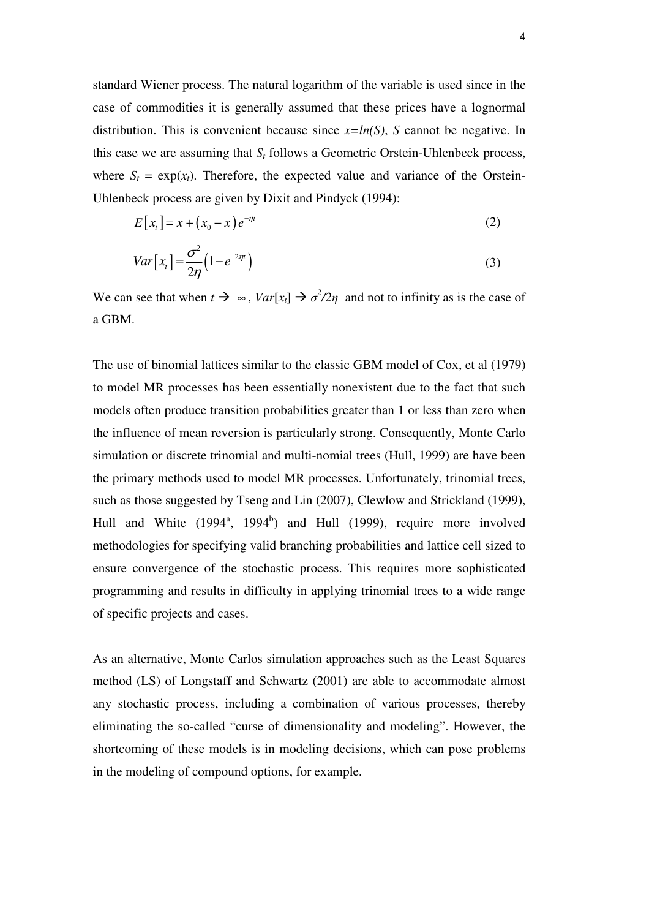standard Wiener process. The natural logarithm of the variable is used since in the case of commodities it is generally assumed that these prices have a lognormal distribution. This is convenient because since $x=ln(S)$, $S$ cannot be negative. In this case we are assuming that $S_t$ follows a Geometric Orstein-Uhlenbeck process, where $S_t = \exp(x_t)$. Therefore, the expected value and variance of the Orstein-Uhlenbeck process are given by Dixit and Pindyck (1994):

$$E[x_t] = \bar{x} + (x_0 - \bar{x})e^{-\eta t} \tag{2}$$

$$Var[x_t] = \frac{\sigma^2}{2\eta}\left(1 - e^{-2\eta t}\right) \tag{3}$$

We can see that when $t \rightarrow \infty$, $Var[x_t] \rightarrow \sigma^2/2\eta$ and not to infinity as is the case of a GBM.

The use of binomial lattices similar to the classic GBM model of Cox, et al (1979) to model MR processes has been essentially nonexistent due to the fact that such models often produce transition probabilities greater than 1 or less than zero when the influence of mean reversion is particularly strong. Consequently, Monte Carlo simulation or discrete trinomial and multi-nomial trees (Hull, 1999) are have been the primary methods used to model MR processes. Unfortunately, trinomial trees, such as those suggested by Tseng and Lin (2007), Clewlow and Strickland (1999), Hull and White (1994[a], 1994[b]) and Hull (1999), require more involved methodologies for specifying valid branching probabilities and lattice cell sized to ensure convergence of the stochastic process. This requires more sophisticated programming and results in difficulty in applying trinomial trees to a wide range of specific projects and cases.

As an alternative, Monte Carlos simulation approaches such as the Least Squares method (LS) of Longstaff and Schwartz (2001) are able to accommodate almost any stochastic process, including a combination of various processes, thereby eliminating the so-called "curse of dimensionality and modeling". However, the shortcoming of these models is in modeling decisions, which can pose problems in the modeling of compound options, for example.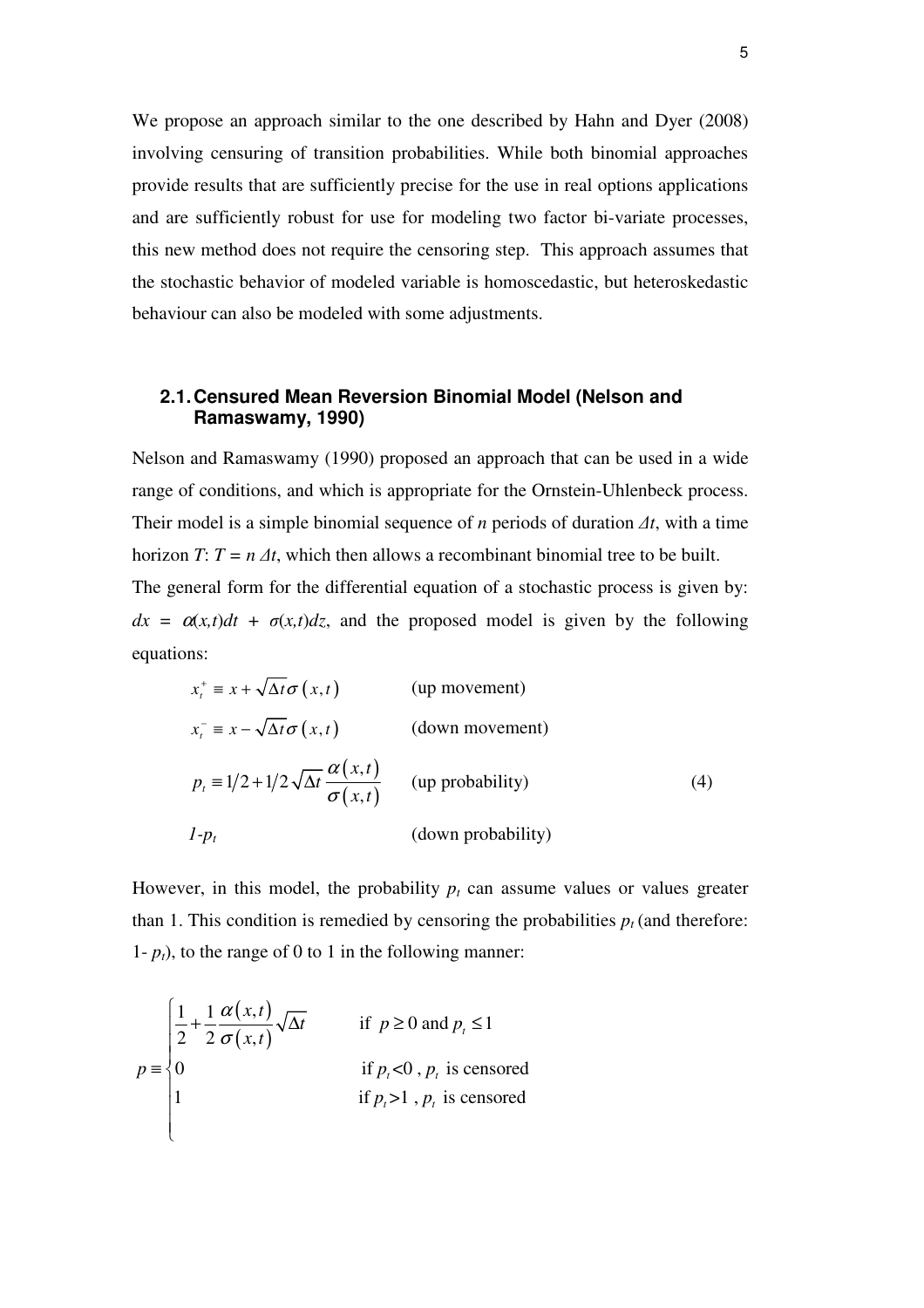We propose an approach similar to the one described by Hahn and Dyer (2008) involving censuring of transition probabilities. While both binomial approaches provide results that are sufficiently precise for the use in real options applications and are sufficiently robust for use for modeling two factor bi-variate processes, this new method does not require the censoring step. This approach assumes that the stochastic behavior of modeled variable is homoscedastic, but heteroskedastic behaviour can also be modeled with some adjustments.

### 2.1. Censured Mean Reversion Binomial Model (Nelson and Ramaswamy, 1990)

Nelson and Ramaswamy (1990) proposed an approach that can be used in a wide range of conditions, and which is appropriate for the Ornstein-Uhlenbeck process. Their model is a simple binomial sequence of *n* periods of duration $\Delta t$, with a time horizon $T$: $T = n\,\Delta t$, which then allows a recombinant binomial tree to be built.

The general form for the differential equation of a stochastic process is given by: $dx = \alpha(x,t)dt + \sigma(x,t)dz$, and the proposed model is given by the following equations:

$$
\begin{aligned}
&x_t^+ \equiv x + \sqrt{\Delta t}\,\sigma(x,t) && \text{(up movement)} \\
&x_t^- \equiv x - \sqrt{\Delta t}\,\sigma(x,t) && \text{(down movement)} \\
&p_t \equiv 1/2 + 1/2\sqrt{\Delta t}\,\frac{\alpha(x,t)}{\sigma(x,t)} && \text{(up probability)} \qquad (4) \\
&1-p_t && \text{(down probability)}
\end{aligned}
$$

However, in this model, the probability $p_t$ can assume values or values greater than 1. This condition is remedied by censoring the probabilities $p_t$ (and therefore: $1-p_t$), to the range of 0 to 1 in the following manner:

$$
p \equiv \begin{cases} \dfrac{1}{2} + \dfrac{1}{2}\dfrac{\alpha(x,t)}{\sigma(x,t)}\sqrt{\Delta t} & \text{if } p \geq 0 \text{ and } p_t \leq 1 \\ 0 & \text{if } p_t < 0\text{, } p_t \text{ is censored} \\ 1 & \text{if } p_t > 1\text{, } p_t \text{ is censored} \end{cases}
$$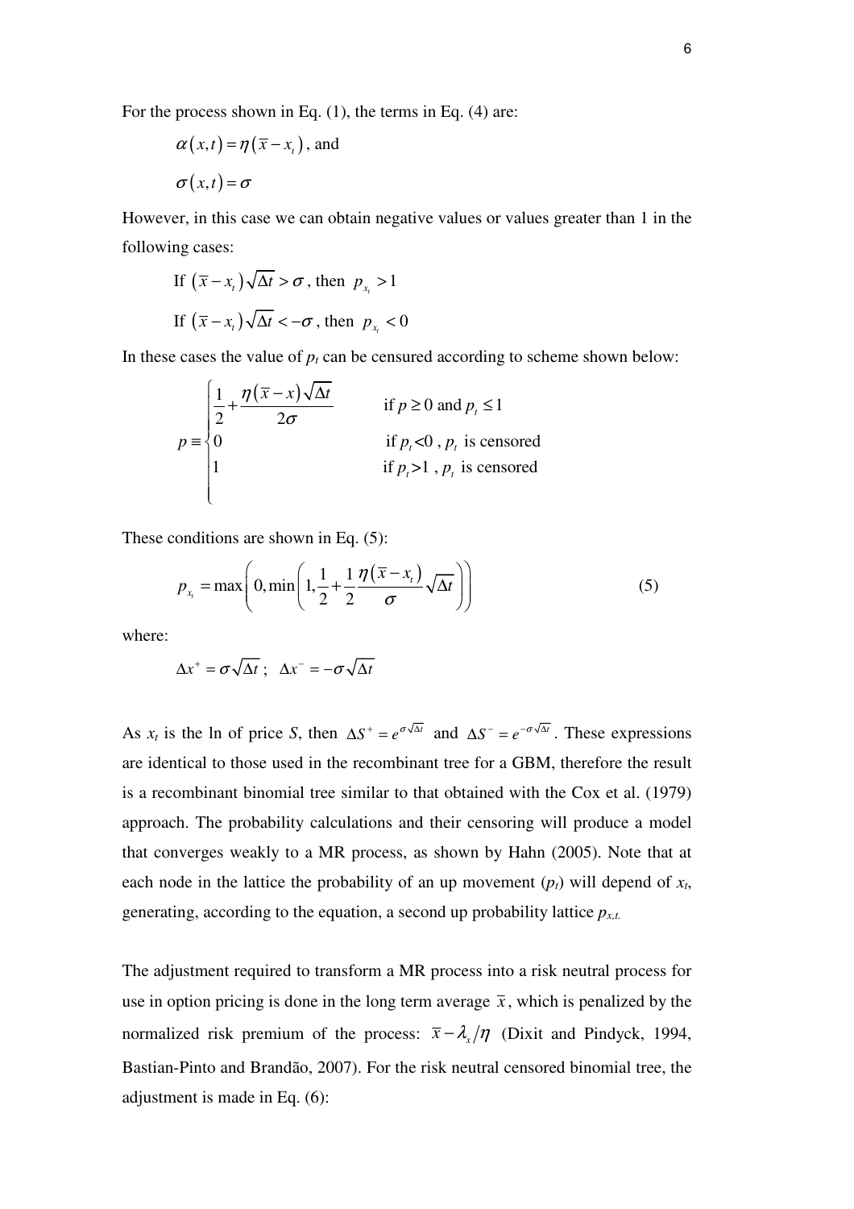For the process shown in Eq. (1), the terms in Eq. (4) are:

$$\alpha(x,t) = \eta(\bar{x} - x_t), \text{ and}$$

$$\sigma(x,t) = \sigma$$

However, in this case we can obtain negative values or values greater than 1 in the following cases:

If $(\bar{x} - x_t)\sqrt{\Delta t} > \sigma$, then $p_{x_t} > 1$

If $(\bar{x} - x_t)\sqrt{\Delta t} < -\sigma$, then $p_{x_t} < 0$

In these cases the value of $p_t$ can be censured according to scheme shown below:

$$p \equiv \begin{cases} \frac{1}{2} + \frac{\eta(\bar{x} - x)\sqrt{\Delta t}}{2\sigma} & \text{if } p \geq 0 \text{ and } p_t \leq 1 \\ 0 & \text{if } p_t < 0 \text{ , } p_t \text{ is censored} \\ 1 & \text{if } p_t > 1 \text{ , } p_t \text{ is censored} \end{cases}$$

These conditions are shown in Eq. (5):

$$p_{x_t} = \max\left(0, \min\left(1, \frac{1}{2} + \frac{1}{2}\frac{\eta(\bar{x} - x_t)}{\sigma}\sqrt{\Delta t}\right)\right) \tag{5}$$

where:

$$\Delta x^+ = \sigma\sqrt{\Delta t}\ ; \quad \Delta x^- = -\sigma\sqrt{\Delta t}$$

As $x_t$ is the ln of price $S$, then $\Delta S^+ = e^{\sigma\sqrt{\Delta t}}$ and $\Delta S^- = e^{-\sigma\sqrt{\Delta t}}$. These expressions are identical to those used in the recombinant tree for a GBM, therefore the result is a recombinant binomial tree similar to that obtained with the Cox et al. (1979) approach. The probability calculations and their censoring will produce a model that converges weakly to a MR process, as shown by Hahn (2005). Note that at each node in the lattice the probability of an up movement ($p_t$) will depend of $x_t$, generating, according to the equation, a second up probability lattice $p_{x,t}$.

The adjustment required to transform a MR process into a risk neutral process for use in option pricing is done in the long term average $\bar{x}$, which is penalized by the normalized risk premium of the process: $\bar{x} - \lambda_x/\eta$ (Dixit and Pindyck, 1994, Bastian-Pinto and Brandão, 2007). For the risk neutral censored binomial tree, the adjustment is made in Eq. (6):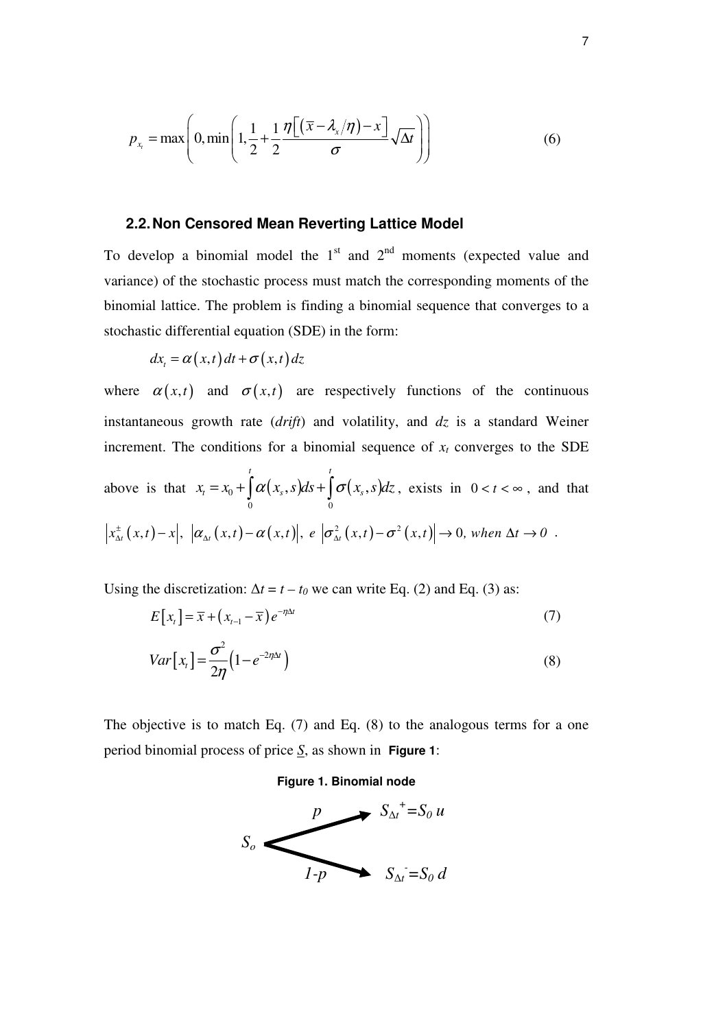$$p_{x_t} = \max\left(0, \min\left(1, \frac{1}{2} + \frac{1}{2}\frac{\eta\left[\left(\bar{x} - \lambda_x/\eta\right) - x\right]}{\sigma}\sqrt{\Delta t}\right)\right) \tag{6}$$

### 2.2. Non Censored Mean Reverting Lattice Model

To develop a binomial model the 1st and 2nd moments (expected value and variance) of the stochastic process must match the corresponding moments of the binomial lattice. The problem is finding a binomial sequence that converges to a stochastic differential equation (SDE) in the form:

$$dx_t = \alpha(x,t)\,dt + \sigma(x,t)\,dz$$

where $\alpha(x,t)$ and $\sigma(x,t)$ are respectively functions of the continuous instantaneous growth rate (*drift*) and volatility, and $dz$ is a standard Weiner increment. The conditions for a binomial sequence of $x_t$ converges to the SDE above is that $x_t = x_0 + \int_0^t \alpha(x_s, s)ds + \int_0^t \sigma(x_s, s)dz$, exists in $0 < t < \infty$, and that $\left|x_{\Delta t}^{\pm}(x,t) - x\right|,\ \left|\alpha_{\Delta t}(x,t) - \alpha(x,t)\right|,\ e\ \left|\sigma_{\Delta t}^2(x,t) - \sigma^2(x,t)\right| \rightarrow 0,\ when\ \Delta t \rightarrow 0$ .

Using the discretization: $\Delta t = t - t_0$ we can write Eq. (2) and Eq. (3) as:

$$E\left[x_t\right] = \bar{x} + \left(x_{t-1} - \bar{x}\right)e^{-\eta\Delta t} \tag{7}$$

$$Var\left[x_t\right] = \frac{\sigma^2}{2\eta}\left(1 - e^{-2\eta\Delta t}\right) \tag{8}$$

The objective is to match Eq. (7) and Eq. (8) to the analogous terms for a one period binomial process of price $\underline{S}$, as shown in **Figure 1**:

**Figure 1. Binomial node**

$S_o \xrightarrow{p} S_{\Delta t}^{+} = S_0\, u$

$S_o \xrightarrow{1-p} S_{\Delta t}^{-} = S_0\, d$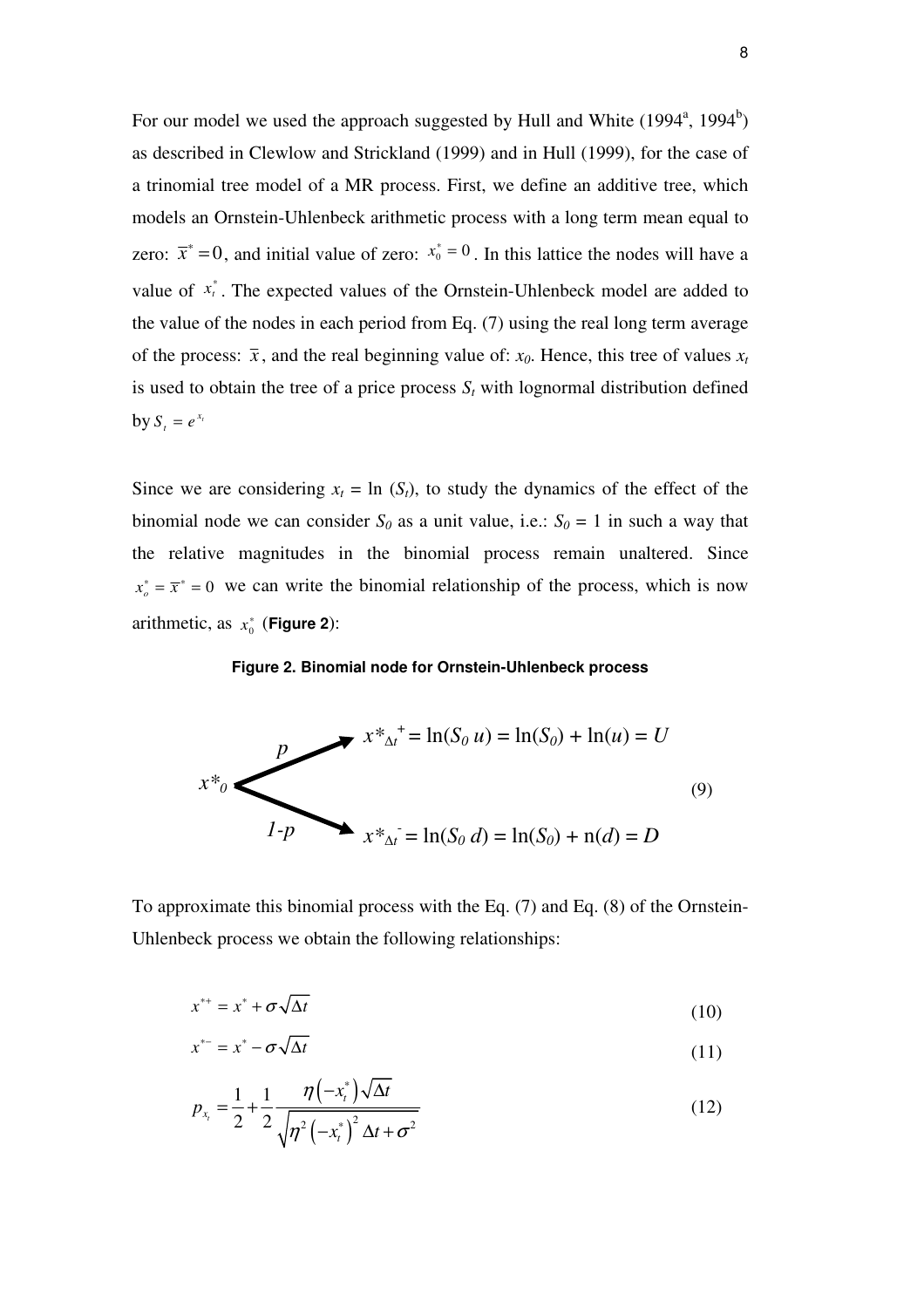For our model we used the approach suggested by Hull and White (1994[a], 1994[b]) as described in Clewlow and Strickland (1999) and in Hull (1999), for the case of a trinomial tree model of a MR process. First, we define an additive tree, which models an Ornstein-Uhlenbeck arithmetic process with a long term mean equal to zero: $\overline{x}^* = 0$, and initial value of zero: $x_0^* = 0$. In this lattice the nodes will have a value of $x_t^*$. The expected values of the Ornstein-Uhlenbeck model are added to the value of the nodes in each period from Eq. (7) using the real long term average of the process: $\overline{x}$, and the real beginning value of: $x_0$. Hence, this tree of values $x_t$ is used to obtain the tree of a price process $S_t$ with lognormal distribution defined by $S_t = e^{x_t}$

Since we are considering $x_t = \ln(S_t)$, to study the dynamics of the effect of the binomial node we can consider $S_0$ as a unit value, i.e.: $S_0 = 1$ in such a way that the relative magnitudes in the binomial process remain unaltered. Since $x_o^* = \overline{x}^* = 0$ we can write the binomial relationship of the process, which is now arithmetic, as $x_0^*$ (**Figure 2**):

**Figure 2. Binomial node for Ornstein-Uhlenbeck process**

$$
x^*_0 \;\xrightarrow{\;p\;}\; x^*_{\Delta t}{}^{+} = \ln(S_0\, u) = \ln(S_0) + \ln(u) = U
$$

$$
x^*_0 \;\xrightarrow{\;1-p\;}\; x^*_{\Delta t}{}^{-} = \ln(S_0\, d) = \ln(S_0) + \text{n}(d) = D \tag{9}
$$

To approximate this binomial process with the Eq. (7) and Eq. (8) of the Ornstein-Uhlenbeck process we obtain the following relationships:

$$x^{*+} = x^* + \sigma\sqrt{\Delta t} \tag{10}$$

$$x^{*-} = x^* - \sigma\sqrt{\Delta t} \tag{11}$$

$$p_{x_t} = \frac{1}{2} + \frac{1}{2}\frac{\eta\left(-x_t^*\right)\sqrt{\Delta t}}{\sqrt{\eta^2\left(-x_t^*\right)^2\Delta t + \sigma^2}} \tag{12}$$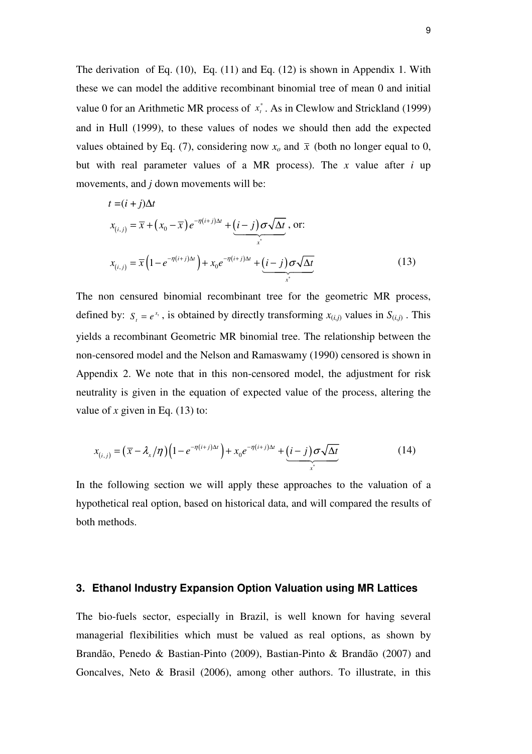The derivation of Eq. (10), Eq. (11) and Eq. (12) is shown in Appendix 1. With these we can model the additive recombinant binomial tree of mean 0 and initial value 0 for an Arithmetic MR process of $x_t^*$. As in Clewlow and Strickland (1999) and in Hull (1999), to these values of nodes we should then add the expected values obtained by Eq. (7), considering now $x_o$ and $\bar{x}$ (both no longer equal to 0, but with real parameter values of a MR process). The $x$ value after $i$ up movements, and $j$ down movements will be:

$$t = (i+j)\Delta t$$

$$x_{(i,j)} = \bar{x} + \left(x_0 - \bar{x}\right)e^{-\eta(i+j)\Delta t} + \underbrace{\left(i-j\right)\sigma\sqrt{\Delta t}}_{x^*}\text{, or:}$$

$$x_{(i,j)} = \bar{x}\left(1 - e^{-\eta(i+j)\Delta t}\right) + x_0 e^{-\eta(i+j)\Delta t} + \underbrace{\left(i-j\right)\sigma\sqrt{\Delta t}}_{x^*} \tag{13}$$

The non censured binomial recombinant tree for the geometric MR process, defined by: $S_t = e^{x_t}$, is obtained by directly transforming $x_{(i,j)}$ values in $S_{(i,j)}$. This yields a recombinant Geometric MR binomial tree. The relationship between the non-censored model and the Nelson and Ramaswamy (1990) censored is shown in Appendix 2. We note that in this non-censored model, the adjustment for risk neutrality is given in the equation of expected value of the process, altering the value of $x$ given in Eq. (13) to:

$$x_{(i,j)} = \left(\bar{x} - \lambda_x/\eta\right)\left(1 - e^{-\eta(i+j)\Delta t}\right) + x_0 e^{-\eta(i+j)\Delta t} + \underbrace{\left(i-j\right)\sigma\sqrt{\Delta t}}_{x^*} \tag{14}$$

In the following section we will apply these approaches to the valuation of a hypothetical real option, based on historical data, and will compared the results of both methods.

## 3. Ethanol Industry Expansion Option Valuation using MR Lattices

The bio-fuels sector, especially in Brazil, is well known for having several managerial flexibilities which must be valued as real options, as shown by Brandão, Penedo & Bastian-Pinto (2009), Bastian-Pinto & Brandão (2007) and Goncalves, Neto & Brasil (2006), among other authors. To illustrate, in this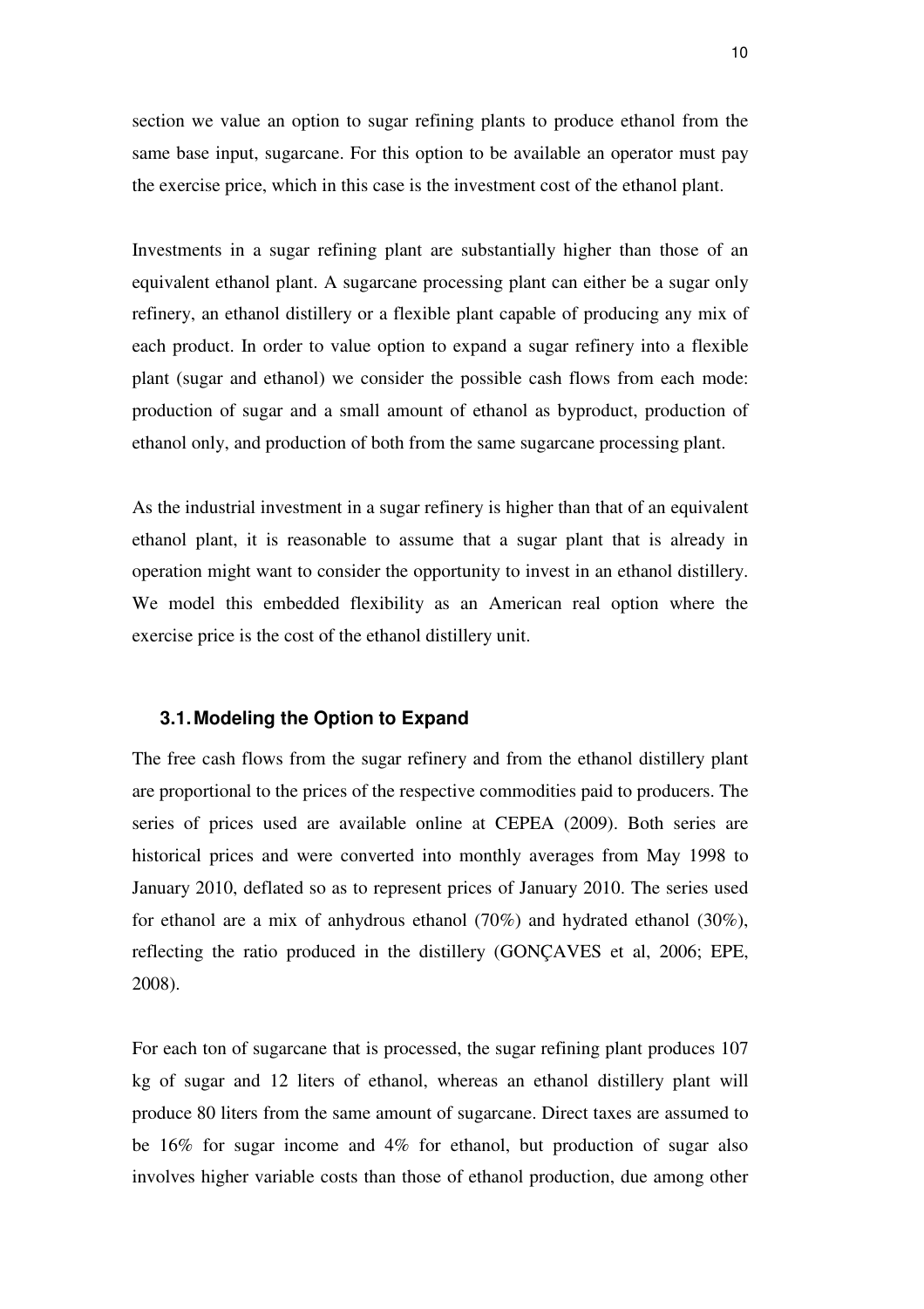section we value an option to sugar refining plants to produce ethanol from the same base input, sugarcane. For this option to be available an operator must pay the exercise price, which in this case is the investment cost of the ethanol plant.

Investments in a sugar refining plant are substantially higher than those of an equivalent ethanol plant. A sugarcane processing plant can either be a sugar only refinery, an ethanol distillery or a flexible plant capable of producing any mix of each product. In order to value option to expand a sugar refinery into a flexible plant (sugar and ethanol) we consider the possible cash flows from each mode: production of sugar and a small amount of ethanol as byproduct, production of ethanol only, and production of both from the same sugarcane processing plant.

As the industrial investment in a sugar refinery is higher than that of an equivalent ethanol plant, it is reasonable to assume that a sugar plant that is already in operation might want to consider the opportunity to invest in an ethanol distillery. We model this embedded flexibility as an American real option where the exercise price is the cost of the ethanol distillery unit.

## 3.1. Modeling the Option to Expand

The free cash flows from the sugar refinery and from the ethanol distillery plant are proportional to the prices of the respective commodities paid to producers. The series of prices used are available online at CEPEA (2009). Both series are historical prices and were converted into monthly averages from May 1998 to January 2010, deflated so as to represent prices of January 2010. The series used for ethanol are a mix of anhydrous ethanol (70%) and hydrated ethanol (30%), reflecting the ratio produced in the distillery (GONÇAVES et al, 2006; EPE, 2008).

For each ton of sugarcane that is processed, the sugar refining plant produces 107 kg of sugar and 12 liters of ethanol, whereas an ethanol distillery plant will produce 80 liters from the same amount of sugarcane. Direct taxes are assumed to be 16% for sugar income and 4% for ethanol, but production of sugar also involves higher variable costs than those of ethanol production, due among other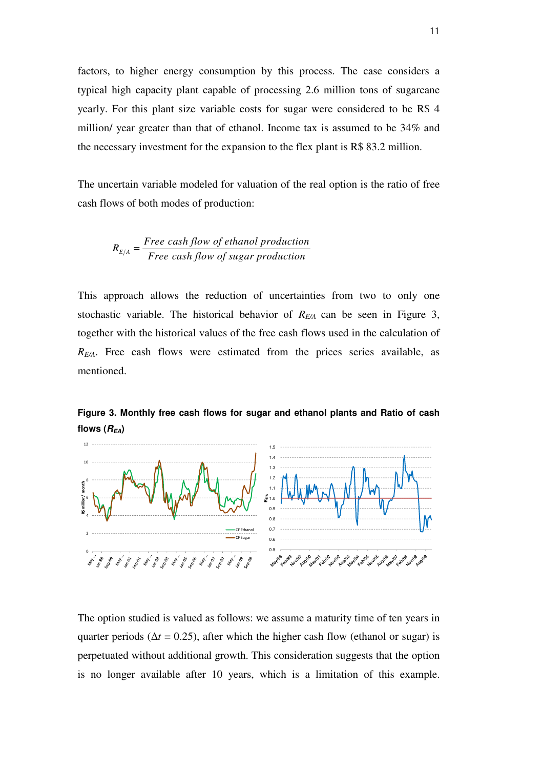factors, to higher energy consumption by this process. The case considers a typical high capacity plant capable of processing 2.6 million tons of sugarcane yearly. For this plant size variable costs for sugar were considered to be R$ 4 million/ year greater than that of ethanol. Income tax is assumed to be 34% and the necessary investment for the expansion to the flex plant is R$ 83.2 million.

The uncertain variable modeled for valuation of the real option is the ratio of free cash flows of both modes of production:

$$R_{E/A} = \frac{\textit{Free cash flow of ethanol production}}{\textit{Free cash flow of sugar production}}$$

This approach allows the reduction of uncertainties from two to only one stochastic variable. The historical behavior of $R_{E/A}$ can be seen in Figure 3, together with the historical values of the free cash flows used in the calculation of $R_{E/A}$. Free cash flows were estimated from the prices series available, as mentioned.

**Figure 3. Monthly free cash flows for sugar and ethanol plants and Ratio of cash flows ($R_{EA}$)**

The option studied is valued as follows: we assume a maturity time of ten years in quarter periods ($\Delta t = 0.25$), after which the higher cash flow (ethanol or sugar) is perpetuated without additional growth. This consideration suggests that the option is no longer available after 10 years, which is a limitation of this example.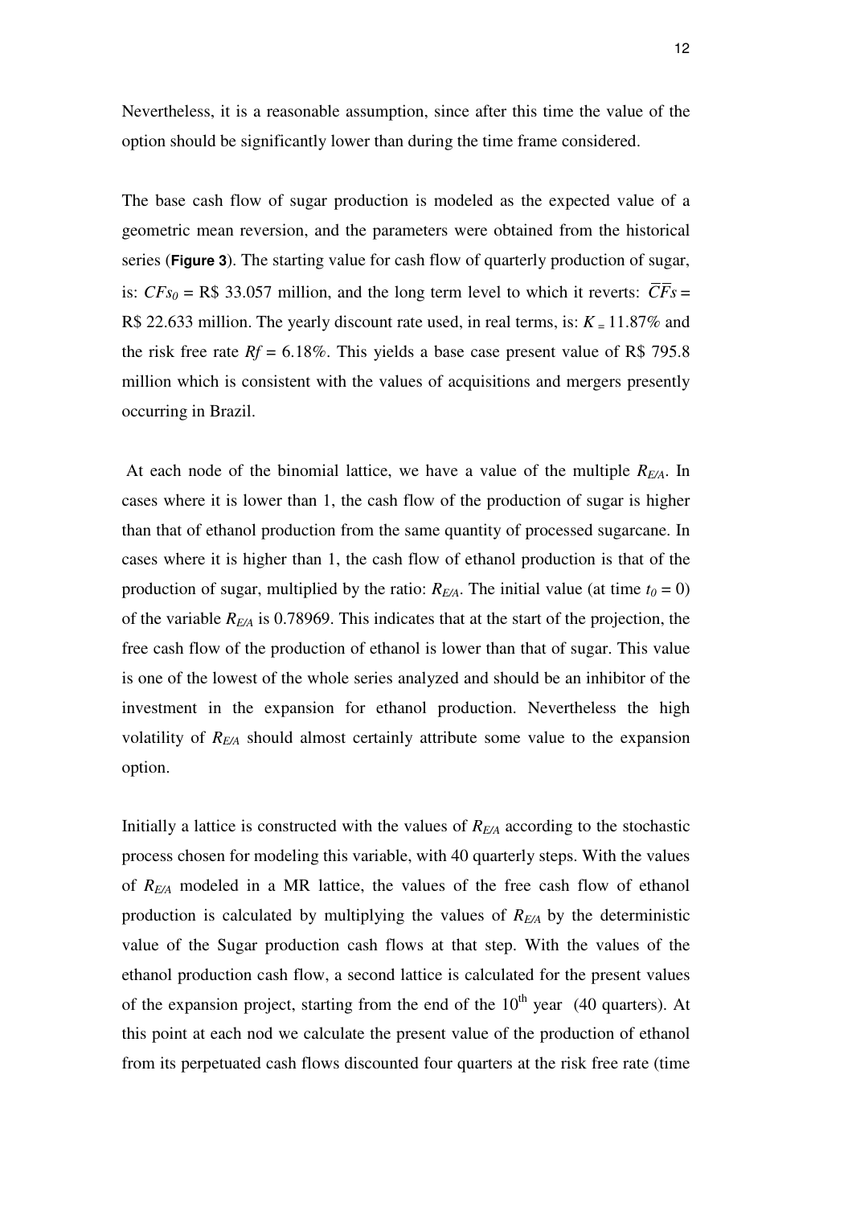Nevertheless, it is a reasonable assumption, since after this time the value of the option should be significantly lower than during the time frame considered.

The base cash flow of sugar production is modeled as the expected value of a geometric mean reversion, and the parameters were obtained from the historical series (**Figure 3**). The starting value for cash flow of quarterly production of sugar, is: $CFs_0$ = R$ 33.057 million, and the long term level to which it reverts: $\overline{\overline{CF}}s$ = R$ 22.633 million. The yearly discount rate used, in real terms, is: $K$ = 11.87% and the risk free rate $Rf$ = 6.18%. This yields a base case present value of R$ 795.8 million which is consistent with the values of acquisitions and mergers presently occurring in Brazil.

At each node of the binomial lattice, we have a value of the multiple $R_{E/A}$. In cases where it is lower than 1, the cash flow of the production of sugar is higher than that of ethanol production from the same quantity of processed sugarcane. In cases where it is higher than 1, the cash flow of ethanol production is that of the production of sugar, multiplied by the ratio: $R_{E/A}$. The initial value (at time $t_0 = 0$) of the variable $R_{E/A}$ is 0.78969. This indicates that at the start of the projection, the free cash flow of the production of ethanol is lower than that of sugar. This value is one of the lowest of the whole series analyzed and should be an inhibitor of the investment in the expansion for ethanol production. Nevertheless the high volatility of $R_{E/A}$ should almost certainly attribute some value to the expansion option.

Initially a lattice is constructed with the values of $R_{E/A}$ according to the stochastic process chosen for modeling this variable, with 40 quarterly steps. With the values of $R_{E/A}$ modeled in a MR lattice, the values of the free cash flow of ethanol production is calculated by multiplying the values of $R_{E/A}$ by the deterministic value of the Sugar production cash flows at that step. With the values of the ethanol production cash flow, a second lattice is calculated for the present values of the expansion project, starting from the end of the $10^{th}$ year (40 quarters). At this point at each nod we calculate the present value of the production of ethanol from its perpetuated cash flows discounted four quarters at the risk free rate (time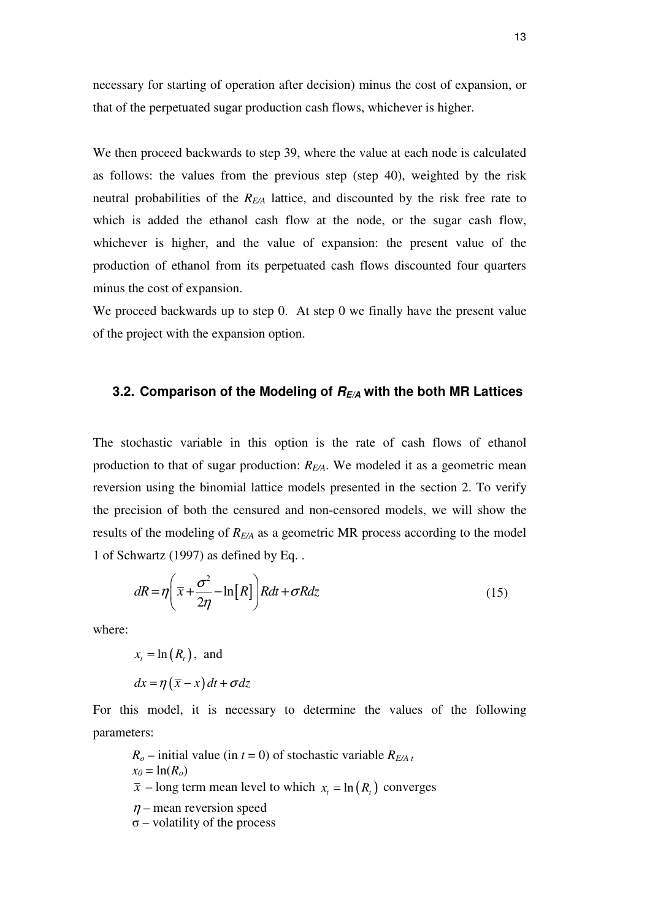necessary for starting of operation after decision) minus the cost of expansion, or that of the perpetuated sugar production cash flows, whichever is higher.

We then proceed backwards to step 39, where the value at each node is calculated as follows: the values from the previous step (step 40), weighted by the risk neutral probabilities of the $R_{E/A}$ lattice, and discounted by the risk free rate to which is added the ethanol cash flow at the node, or the sugar cash flow, whichever is higher, and the value of expansion: the present value of the production of ethanol from its perpetuated cash flows discounted four quarters minus the cost of expansion.

We proceed backwards up to step 0. At step 0 we finally have the present value of the project with the expansion option.

### 3.2. Comparison of the Modeling of $R_{E/A}$ with the both MR Lattices

The stochastic variable in this option is the rate of cash flows of ethanol production to that of sugar production: $R_{E/A}$. We modeled it as a geometric mean reversion using the binomial lattice models presented in the section 2. To verify the precision of both the censured and non-censored models, we will show the results of the modeling of $R_{E/A}$ as a geometric MR process according to the model 1 of Schwartz (1997) as defined by Eq. .

$$dR = \eta\left(\bar{x} + \frac{\sigma^2}{2\eta} - \ln\left[R\right]\right)Rdt + \sigma Rdz \tag{15}$$

where:

$x_t = \ln\left(R_t\right)$, and

$dx = \eta\left(\bar{x} - x\right)dt + \sigma dz$

For this model, it is necessary to determine the values of the following parameters:

$R_o$ – initial value (in $t = 0$) of stochastic variable $R_{E/A\ t}$
$x_0 = \ln(R_o)$
$\bar{x}$ – long term mean level to which $x_t = \ln\left(R_t\right)$ converges
$\eta$ – mean reversion speed
$\sigma$ – volatility of the process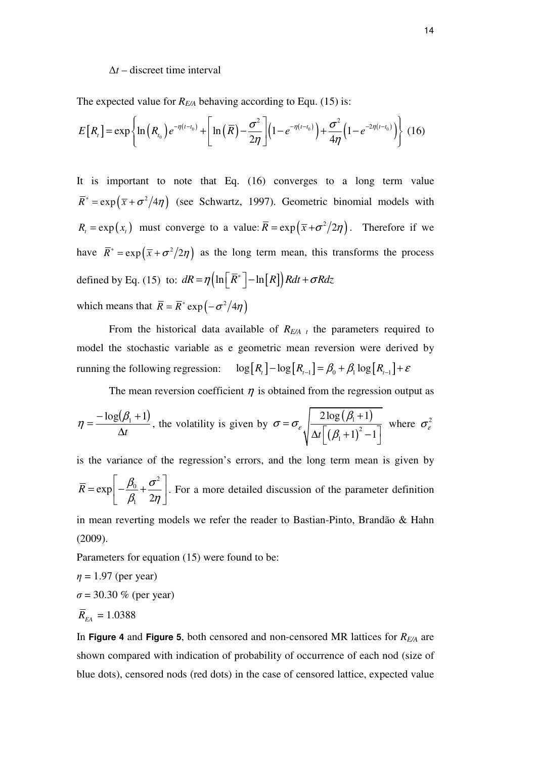$\Delta t$ – discreet time interval

The expected value for $R_{E/A}$ behaving according to Equ. (15) is:

$$E\left[R_t\right]=\exp\left\{\ln\left(R_{t_0}\right)e^{-\eta(t-t_0)}+\left[\ln\left(\overline{R}\right)-\frac{\sigma^2}{2\eta}\right]\left(1-e^{-\eta(t-t_0)}\right)+\frac{\sigma^2}{4\eta}\left(1-e^{-2\eta(t-t_0)}\right)\right\} \quad (16)$$

It is important to note that Eq. (16) converges to a long term value $\overline{R}^*=\exp\left(\overline{x}+\sigma^2/4\eta\right)$ (see Schwartz, 1997). Geometric binomial models with $R_t=\exp\left(x_t\right)$ must converge to a value: $\overline{R}=\exp\left(\overline{x}+\sigma^2/2\eta\right)$. Therefore if we have $\overline{R}^*=\exp\left(\overline{x}+\sigma^2/2\eta\right)$ as the long term mean, this transforms the process defined by Eq. (15) to: $dR=\eta\left(\ln\left[\overline{R}^*\right]-\ln\left[R\right]\right)Rdt+\sigma Rdz$

which means that $\overline{R}=\overline{R}^*\exp\left(-\sigma^2/4\eta\right)$

From the historical data available of $R_{E/A\ t}$ the parameters required to model the stochastic variable as e geometric mean reversion were derived by running the following regression: $\log\left[R_t\right]-\log\left[R_{t-1}\right]=\beta_0+\beta_1\log\left[R_{t-1}\right]+\varepsilon$

The mean reversion coefficient $\eta$ is obtained from the regression output as $\eta=\dfrac{-\log\left(\beta_1+1\right)}{\Delta t}$, the volatility is given by $\sigma=\sigma_\varepsilon\sqrt{\dfrac{2\log\left(\beta_1+1\right)}{\Delta t\left[\left(\beta_1+1\right)^2-1\right]}}$ where $\sigma_\varepsilon^2$ is the variance of the regression's errors, and the long term mean is given by $\overline{R}=\exp\left[-\dfrac{\beta_0}{\beta_1}+\dfrac{\sigma^2}{2\eta}\right]$. For a more detailed discussion of the parameter definition in mean reverting models we refer the reader to Bastian-Pinto, Brandão & Hahn (2009).

Parameters for equation (15) were found to be:

$\eta$ = 1.97 (per year)

$\sigma$ = 30.30 % (per year)

$\overline{R}_{EA}$ = 1.0388

In **Figure 4** and **Figure 5**, both censored and non-censored MR lattices for $R_{E/A}$ are shown compared with indication of probability of occurrence of each nod (size of blue dots), censored nods (red dots) in the case of censored lattice, expected value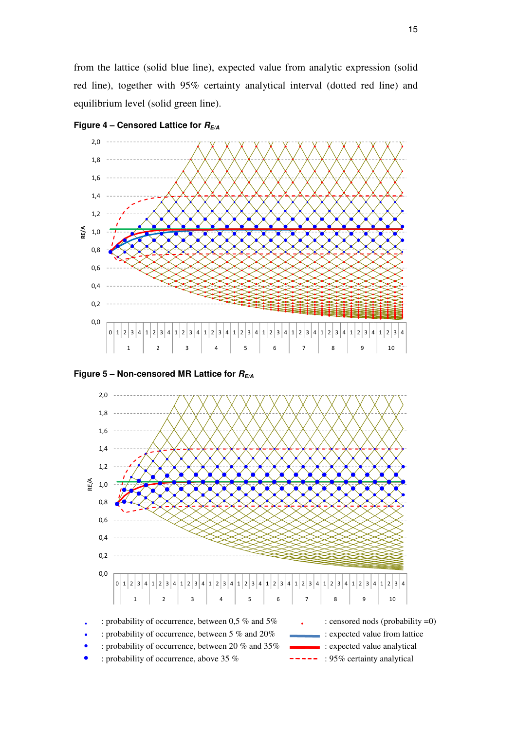from the lattice (solid blue line), expected value from analytic expression (solid red line), together with 95% certainty analytical interval (dotted red line) and equilibrium level (solid green line).

**Figure 4 – Censored Lattice for $R_{E/A}$**

**Figure 5 – Non-censored MR Lattice for $R_{E/A}$**

- : probability of occurrence, between 0,5 % and 5%
- : probability of occurrence, between 5 % and 20%
- : probability of occurrence, between 20 % and 35%
- : probability of occurrence, above 35 %
- : censored nods (probability =0)
- : expected value from lattice
- : expected value analytical
- : 95% certainty analytical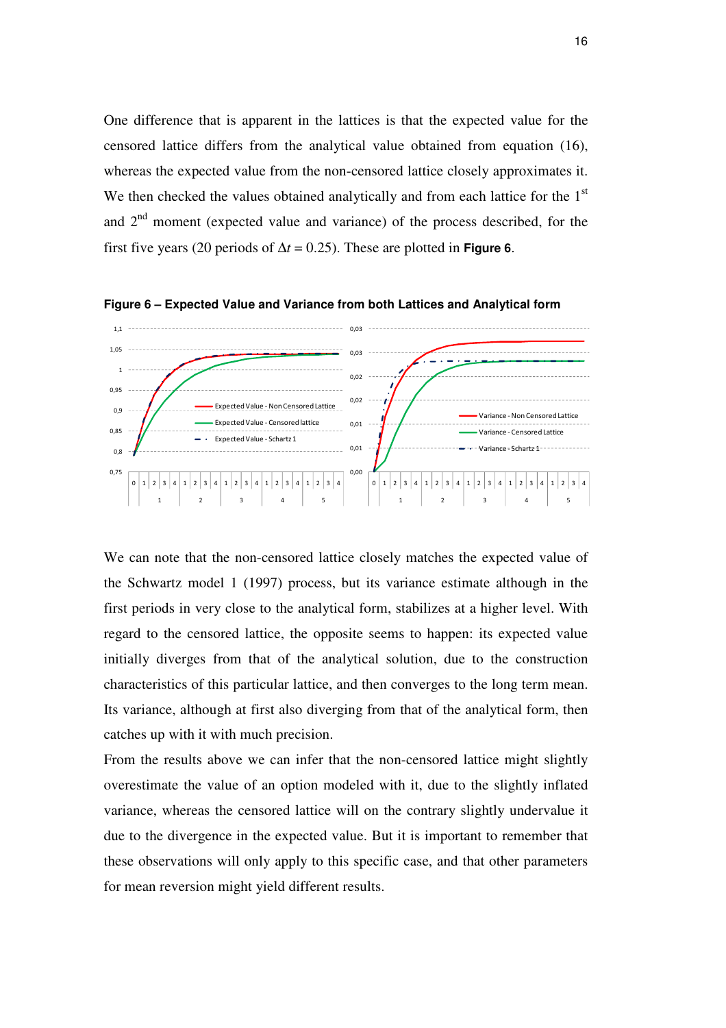One difference that is apparent in the lattices is that the expected value for the censored lattice differs from the analytical value obtained from equation (16), whereas the expected value from the non-censored lattice closely approximates it. We then checked the values obtained analytically and from each lattice for the 1st and 2nd moment (expected value and variance) of the process described, for the first five years (20 periods of $\Delta t = 0.25$). These are plotted in **Figure 6**.

**Figure 6 – Expected Value and Variance from both Lattices and Analytical form**

We can note that the non-censored lattice closely matches the expected value of the Schwartz model 1 (1997) process, but its variance estimate although in the first periods in very close to the analytical form, stabilizes at a higher level. With regard to the censored lattice, the opposite seems to happen: its expected value initially diverges from that of the analytical solution, due to the construction characteristics of this particular lattice, and then converges to the long term mean. Its variance, although at first also diverging from that of the analytical form, then catches up with it with much precision.

From the results above we can infer that the non-censored lattice might slightly overestimate the value of an option modeled with it, due to the slightly inflated variance, whereas the censored lattice will on the contrary slightly undervalue it due to the divergence in the expected value. But it is important to remember that these observations will only apply to this specific case, and that other parameters for mean reversion might yield different results.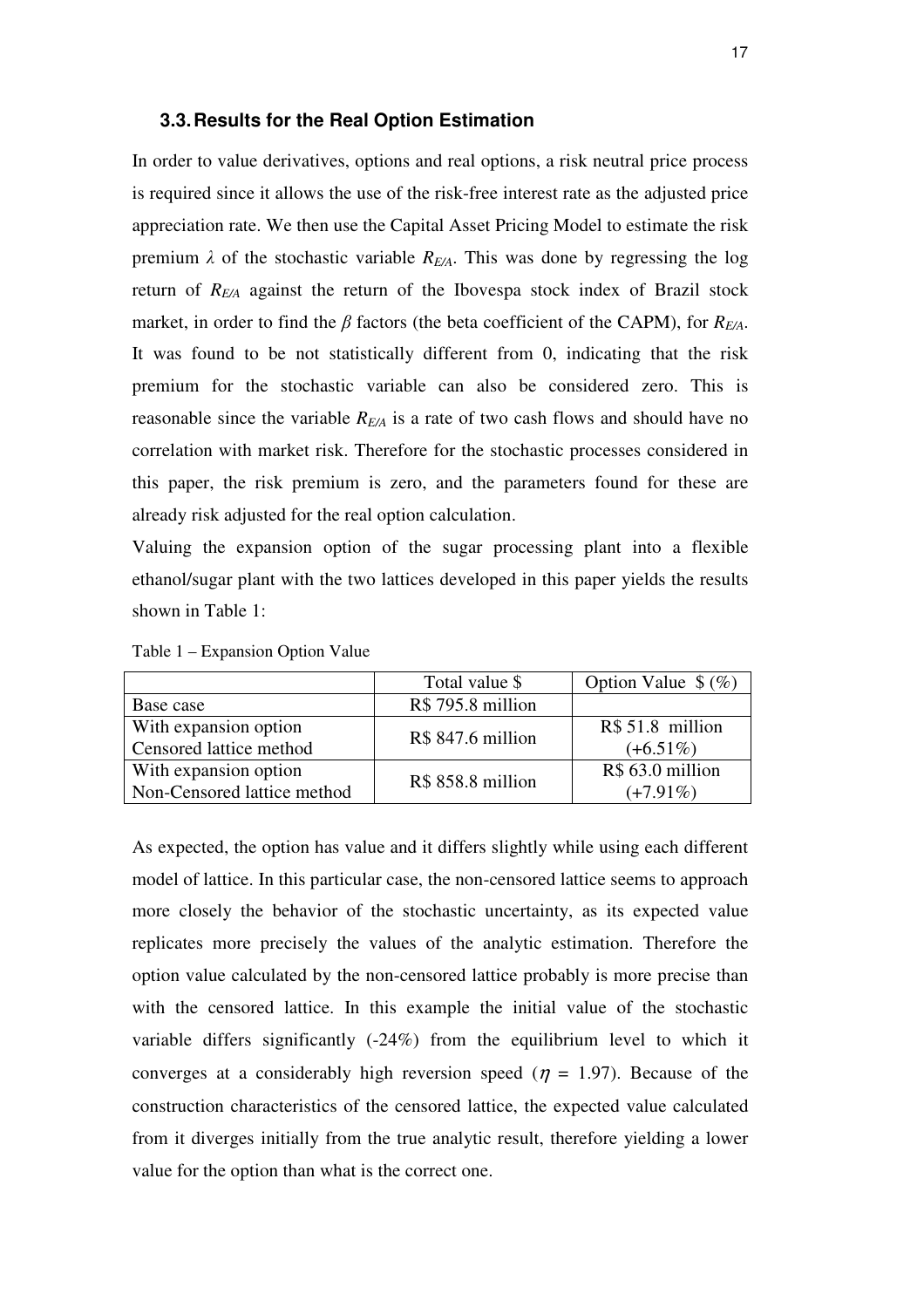### 3.3. Results for the Real Option Estimation

In order to value derivatives, options and real options, a risk neutral price process is required since it allows the use of the risk-free interest rate as the adjusted price appreciation rate. We then use the Capital Asset Pricing Model to estimate the risk premium $\lambda$ of the stochastic variable $R_{E/A}$. This was done by regressing the log return of $R_{E/A}$ against the return of the Ibovespa stock index of Brazil stock market, in order to find the $\beta$ factors (the beta coefficient of the CAPM), for $R_{E/A}$. It was found to be not statistically different from 0, indicating that the risk premium for the stochastic variable can also be considered zero. This is reasonable since the variable $R_{E/A}$ is a rate of two cash flows and should have no correlation with market risk. Therefore for the stochastic processes considered in this paper, the risk premium is zero, and the parameters found for these are already risk adjusted for the real option calculation.

Valuing the expansion option of the sugar processing plant into a flexible ethanol/sugar plant with the two lattices developed in this paper yields the results shown in Table 1:

Table 1 – Expansion Option Value

| | Total value \$ | Option Value \$ (%) |
|---|---|---|
| Base case | R\$ 795.8 million | |
| With expansion option Censored lattice method | R\$ 847.6 million | R\$ 51.8 million (+6.51%) |
| With expansion option Non-Censored lattice method | R\$ 858.8 million | R\$ 63.0 million (+7.91%) |

As expected, the option has value and it differs slightly while using each different model of lattice. In this particular case, the non-censored lattice seems to approach more closely the behavior of the stochastic uncertainty, as its expected value replicates more precisely the values of the analytic estimation. Therefore the option value calculated by the non-censored lattice probably is more precise than with the censored lattice. In this example the initial value of the stochastic variable differs significantly (-24%) from the equilibrium level to which it converges at a considerably high reversion speed ($\eta$ = 1.97). Because of the construction characteristics of the censored lattice, the expected value calculated from it diverges initially from the true analytic result, therefore yielding a lower value for the option than what is the correct one.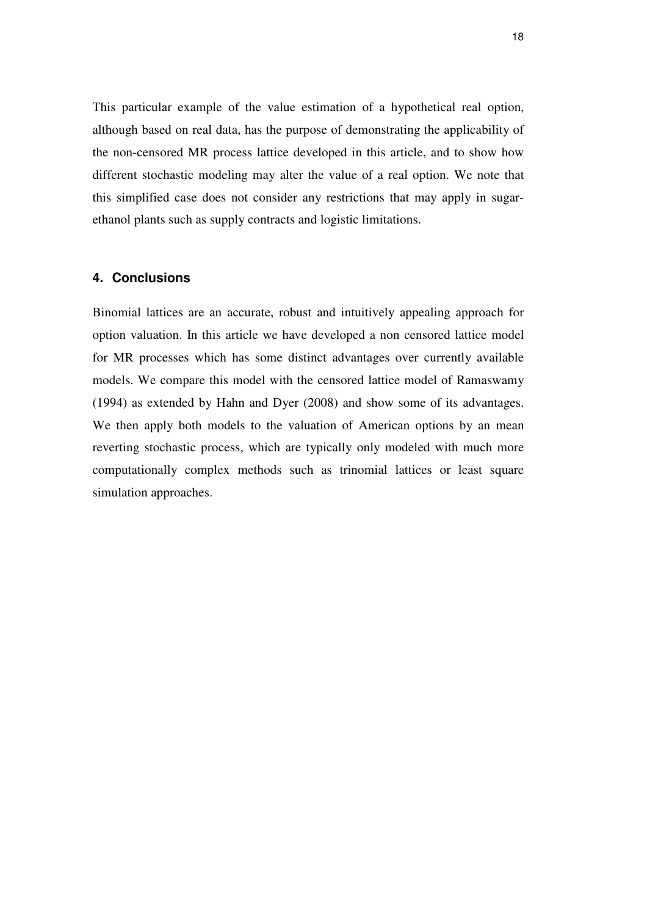This particular example of the value estimation of a hypothetical real option, although based on real data, has the purpose of demonstrating the applicability of the non-censored MR process lattice developed in this article, and to show how different stochastic modeling may alter the value of a real option. We note that this simplified case does not consider any restrictions that may apply in sugar-ethanol plants such as supply contracts and logistic limitations.

## 4. Conclusions

Binomial lattices are an accurate, robust and intuitively appealing approach for option valuation. In this article we have developed a non censored lattice model for MR processes which has some distinct advantages over currently available models. We compare this model with the censored lattice model of Ramaswamy (1994) as extended by Hahn and Dyer (2008) and show some of its advantages. We then apply both models to the valuation of American options by an mean reverting stochastic process, which are typically only modeled with much more computationally complex methods such as trinomial lattices or least square simulation approaches.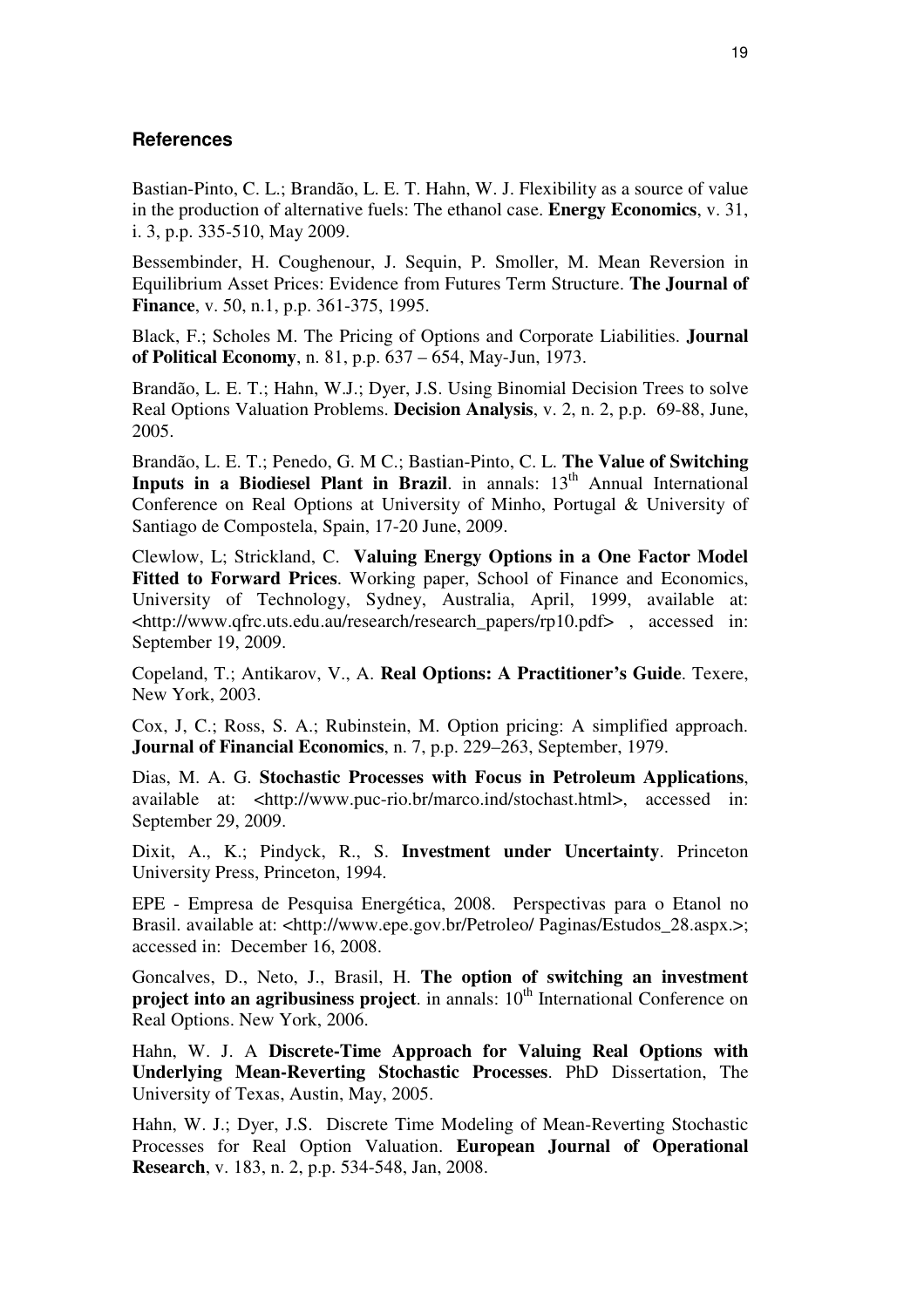## References

Bastian-Pinto, C. L.; Brandão, L. E. T. Hahn, W. J. Flexibility as a source of value in the production of alternative fuels: The ethanol case. **Energy Economics**, v. 31, i. 3, p.p. 335-510, May 2009.

Bessembinder, H. Coughenour, J. Sequin, P. Smoller, M. Mean Reversion in Equilibrium Asset Prices: Evidence from Futures Term Structure. **The Journal of Finance**, v. 50, n.1, p.p. 361-375, 1995.

Black, F.; Scholes M. The Pricing of Options and Corporate Liabilities. **Journal of Political Economy**, n. 81, p.p. 637 – 654, May-Jun, 1973.

Brandão, L. E. T.; Hahn, W.J.; Dyer, J.S. Using Binomial Decision Trees to solve Real Options Valuation Problems. **Decision Analysis**, v. 2, n. 2, p.p. 69-88, June, 2005.

Brandão, L. E. T.; Penedo, G. M C.; Bastian-Pinto, C. L. **The Value of Switching Inputs in a Biodiesel Plant in Brazil**. in annals: 13th Annual International Conference on Real Options at University of Minho, Portugal & University of Santiago de Compostela, Spain, 17-20 June, 2009.

Clewlow, L; Strickland, C. **Valuing Energy Options in a One Factor Model Fitted to Forward Prices**. Working paper, School of Finance and Economics, University of Technology, Sydney, Australia, April, 1999, available at: <http://www.qfrc.uts.edu.au/research/research_papers/rp10.pdf> , accessed in: September 19, 2009.

Copeland, T.; Antikarov, V., A. **Real Options: A Practitioner's Guide**. Texere, New York, 2003.

Cox, J, C.; Ross, S. A.; Rubinstein, M. Option pricing: A simplified approach. **Journal of Financial Economics**, n. 7, p.p. 229–263, September, 1979.

Dias, M. A. G. **Stochastic Processes with Focus in Petroleum Applications**, available at: <http://www.puc-rio.br/marco.ind/stochast.html>, accessed in: September 29, 2009.

Dixit, A., K.; Pindyck, R., S. **Investment under Uncertainty**. Princeton University Press, Princeton, 1994.

EPE - Empresa de Pesquisa Energética, 2008. Perspectivas para o Etanol no Brasil. available at: <http://www.epe.gov.br/Petroleo/ Paginas/Estudos_28.aspx.>; accessed in: December 16, 2008.

Goncalves, D., Neto, J., Brasil, H. **The option of switching an investment project into an agribusiness project**. in annals: 10th International Conference on Real Options. New York, 2006.

Hahn, W. J. A **Discrete-Time Approach for Valuing Real Options with Underlying Mean-Reverting Stochastic Processes**. PhD Dissertation, The University of Texas, Austin, May, 2005.

Hahn, W. J.; Dyer, J.S. Discrete Time Modeling of Mean-Reverting Stochastic Processes for Real Option Valuation. **European Journal of Operational Research**, v. 183, n. 2, p.p. 534-548, Jan, 2008.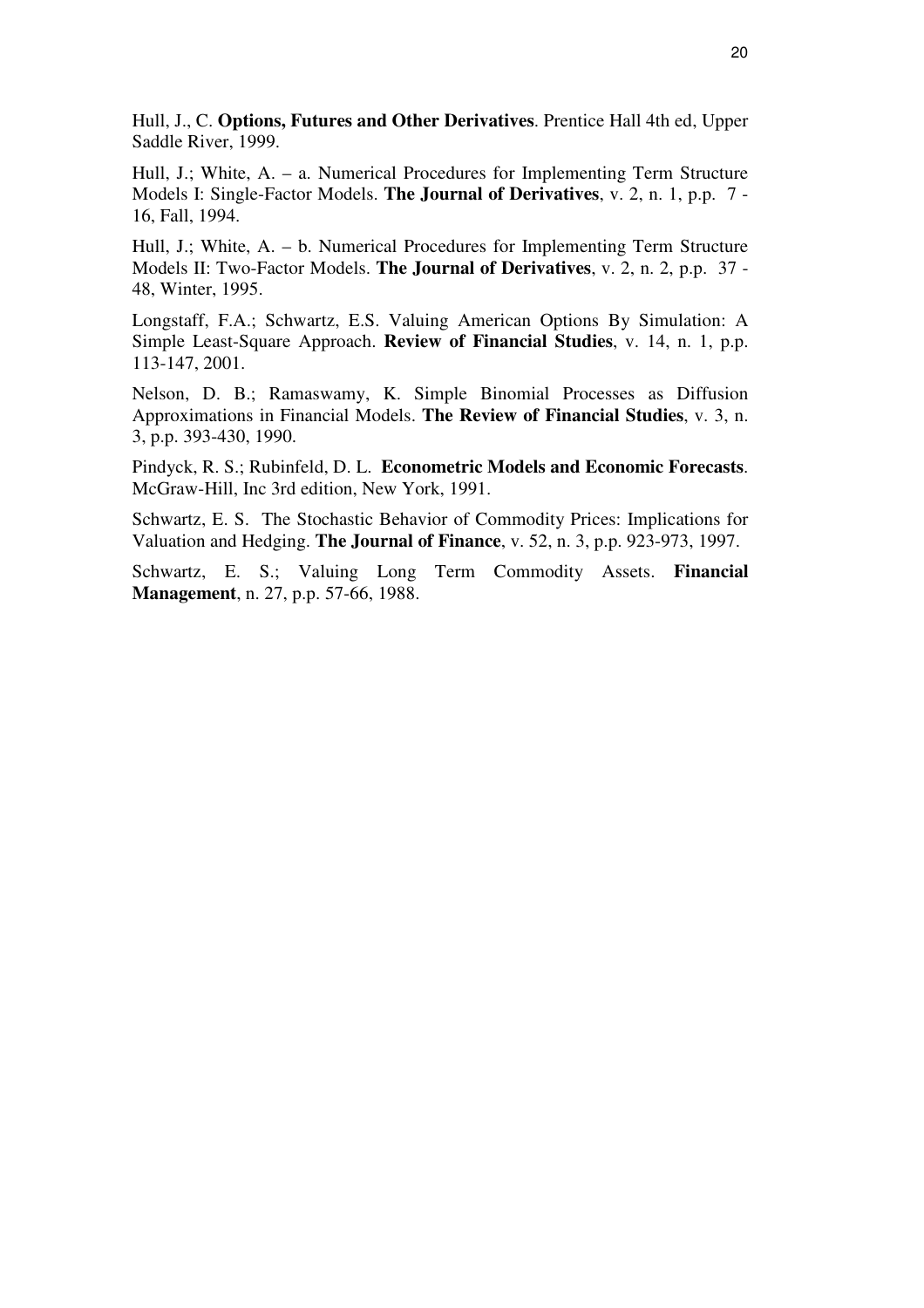Hull, J., C. **Options, Futures and Other Derivatives**. Prentice Hall 4th ed, Upper Saddle River, 1999.

Hull, J.; White, A. – a. Numerical Procedures for Implementing Term Structure Models I: Single-Factor Models. **The Journal of Derivatives**, v. 2, n. 1, p.p. 7 - 16, Fall, 1994.

Hull, J.; White, A. – b. Numerical Procedures for Implementing Term Structure Models II: Two-Factor Models. **The Journal of Derivatives**, v. 2, n. 2, p.p. 37 - 48, Winter, 1995.

Longstaff, F.A.; Schwartz, E.S. Valuing American Options By Simulation: A Simple Least-Square Approach. **Review of Financial Studies**, v. 14, n. 1, p.p. 113-147, 2001.

Nelson, D. B.; Ramaswamy, K. Simple Binomial Processes as Diffusion Approximations in Financial Models. **The Review of Financial Studies**, v. 3, n. 3, p.p. 393-430, 1990.

Pindyck, R. S.; Rubinfeld, D. L. **Econometric Models and Economic Forecasts**. McGraw-Hill, Inc 3rd edition, New York, 1991.

Schwartz, E. S. The Stochastic Behavior of Commodity Prices: Implications for Valuation and Hedging. **The Journal of Finance**, v. 52, n. 3, p.p. 923-973, 1997.

Schwartz, E. S.; Valuing Long Term Commodity Assets. **Financial Management**, n. 27, p.p. 57-66, 1988.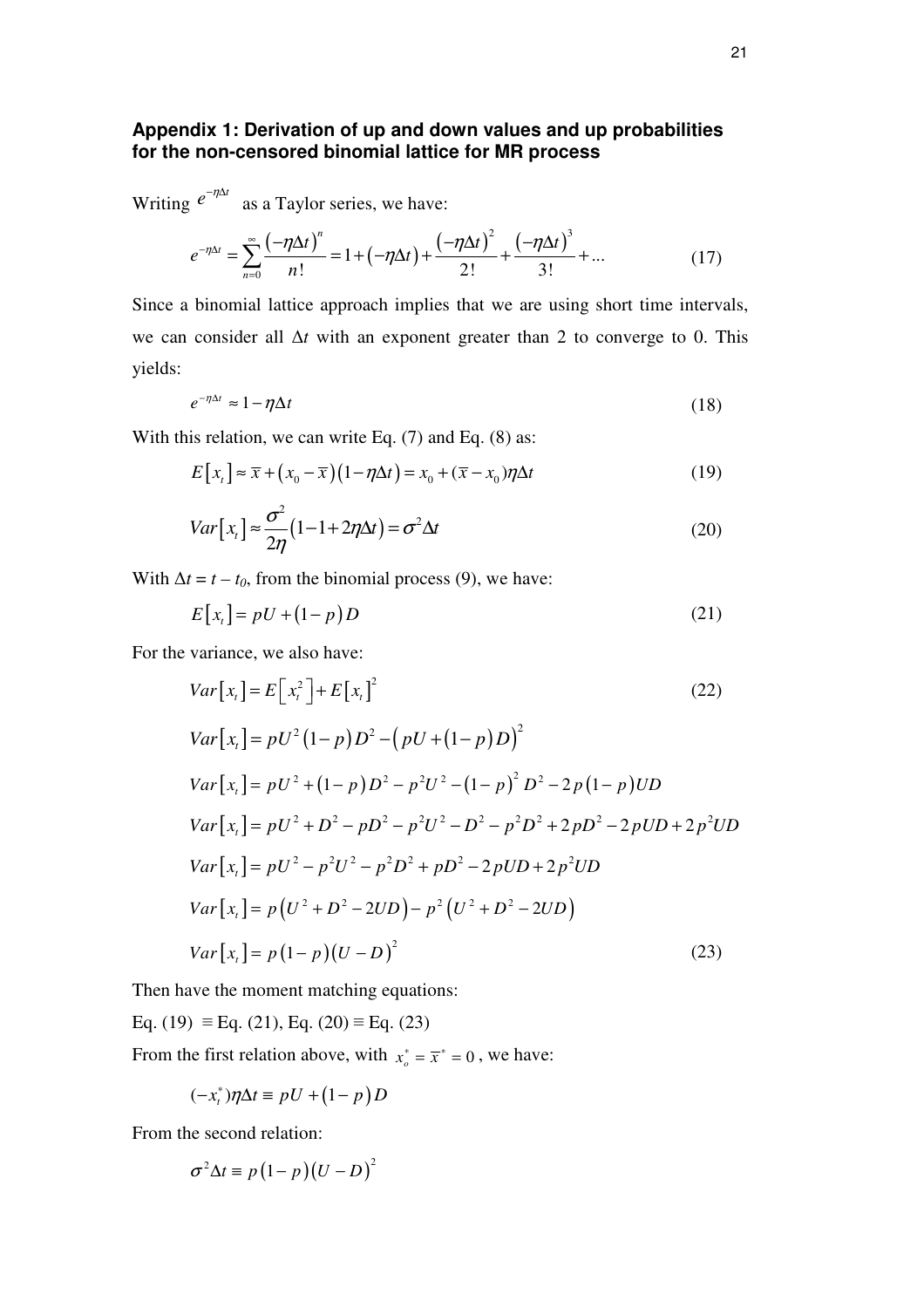## Appendix 1: Derivation of up and down values and up probabilities for the non-censored binomial lattice for MR process

Writing $e^{-\eta\Delta t}$ as a Taylor series, we have:

$$e^{-\eta\Delta t} = \sum_{n=0}^{\infty} \frac{\left(-\eta\Delta t\right)^n}{n!} = 1 + \left(-\eta\Delta t\right) + \frac{\left(-\eta\Delta t\right)^2}{2!} + \frac{\left(-\eta\Delta t\right)^3}{3!} + ... \tag{17}$$

Since a binomial lattice approach implies that we are using short time intervals, we can consider all $\Delta t$ with an exponent greater than 2 to converge to 0. This yields:

$$e^{-\eta\Delta t} \approx 1 - \eta\Delta t \tag{18}$$

With this relation, we can write Eq. (7) and Eq. (8) as:

$$E\left[x_t\right] \approx \bar{x} + \left(x_0 - \bar{x}\right)\left(1 - \eta\Delta t\right) = x_0 + (\bar{x} - x_0)\eta\Delta t \tag{19}$$

$$Var\left[x_t\right] \approx \frac{\sigma^2}{2\eta}\left(1 - 1 + 2\eta\Delta t\right) = \sigma^2\Delta t \tag{20}$$

With $\Delta t = t - t_0$, from the binomial process (9), we have:

$$E\left[x_t\right] = pU + \left(1-p\right)D \tag{21}$$

For the variance, we also have:

$$Var\left[x_t\right] = E\left[x_t^2\right] + E\left[x_t\right]^2 \tag{22}$$

$$Var\left[x_t\right] = pU^2\left(1-p\right)D^2 - \left(pU + \left(1-p\right)D\right)^2$$

$$Var\left[x_t\right] = pU^2 + \left(1-p\right)D^2 - p^2U^2 - \left(1-p\right)^2 D^2 - 2p\left(1-p\right)UD$$

$$Var\left[x_t\right] = pU^2 + D^2 - pD^2 - p^2U^2 - D^2 - p^2D^2 + 2pD^2 - 2pUD + 2p^2UD$$

$$Var\left[x_t\right] = pU^2 - p^2U^2 - p^2D^2 + pD^2 - 2pUD + 2p^2UD$$

$$Var\left[x_t\right] = p\left(U^2 + D^2 - 2UD\right) - p^2\left(U^2 + D^2 - 2UD\right)$$

$$Var\left[x_t\right] = p\left(1-p\right)\left(U - D\right)^2 \tag{23}$$

Then have the moment matching equations:

Eq. (19) $\equiv$ Eq. (21), Eq. (20) $\equiv$ Eq. (23)

From the first relation above, with $x_o^* = \bar{x}^* = 0$, we have:

$$(-x_t^*)\eta\Delta t \equiv pU + \left(1-p\right)D$$

From the second relation:

$$\sigma^2\Delta t \equiv p\left(1-p\right)\left(U - D\right)^2$$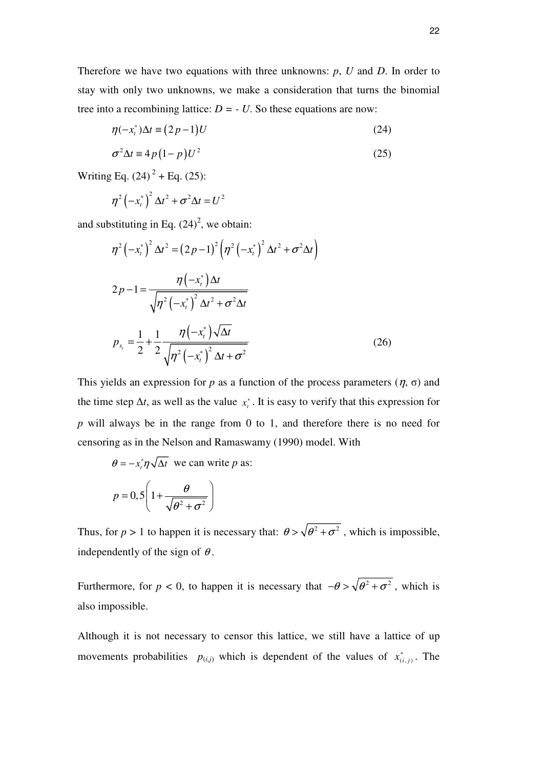Therefore we have two equations with three unknowns: $p$, $U$ and $D$. In order to stay with only two unknowns, we make a consideration that turns the binomial tree into a recombining lattice: $D = - U$. So these equations are now:

$$\eta(-x_t^*)\Delta t \equiv (2p-1)U \tag{24}$$

$$\sigma^2 \Delta t \equiv 4p(1-p)U^2 \tag{25}$$

Writing Eq. (24) $^2$ + Eq. (25):

$$\eta^2\left(-x_t^*\right)^2 \Delta t^2 + \sigma^2 \Delta t = U^2$$

and substituting in Eq. (24)$^2$, we obtain:

$$\eta^2\left(-x_t^*\right)^2 \Delta t^2 = (2p-1)^2\left(\eta^2\left(-x_t^*\right)^2 \Delta t^2 + \sigma^2 \Delta t\right)$$

$$2p-1 = \frac{\eta\left(-x_t^*\right)\Delta t}{\sqrt{\eta^2\left(-x_t^*\right)^2 \Delta t^2 + \sigma^2 \Delta t}}$$

$$p_{x_t} = \frac{1}{2} + \frac{1}{2}\frac{\eta\left(-x_t^*\right)\sqrt{\Delta t}}{\sqrt{\eta^2\left(-x_t^*\right)^2 \Delta t + \sigma^2}} \tag{26}$$

This yields an expression for $p$ as a function of the process parameters ($\eta$, $\sigma$) and the time step $\Delta t$, as well as the value $x_t^*$. It is easy to verify that this expression for $p$ will always be in the range from 0 to 1, and therefore there is no need for censoring as in the Nelson and Ramaswamy (1990) model. With

$\theta = -x_t^*\eta\sqrt{\Delta t}$ we can write $p$ as:

$$p = 0{,}5\left(1 + \frac{\theta}{\sqrt{\theta^2 + \sigma^2}}\right)$$

Thus, for $p > 1$ to happen it is necessary that: $\theta > \sqrt{\theta^2 + \sigma^2}$ , which is impossible, independently of the sign of $\theta$.

Furthermore, for $p < 0$, to happen it is necessary that $-\theta > \sqrt{\theta^2 + \sigma^2}$ , which is also impossible.

Although it is not necessary to censor this lattice, we still have a lattice of up movements probabilities $p_{(i,j)}$ which is dependent of the values of $x_{(i,j)}^*$. The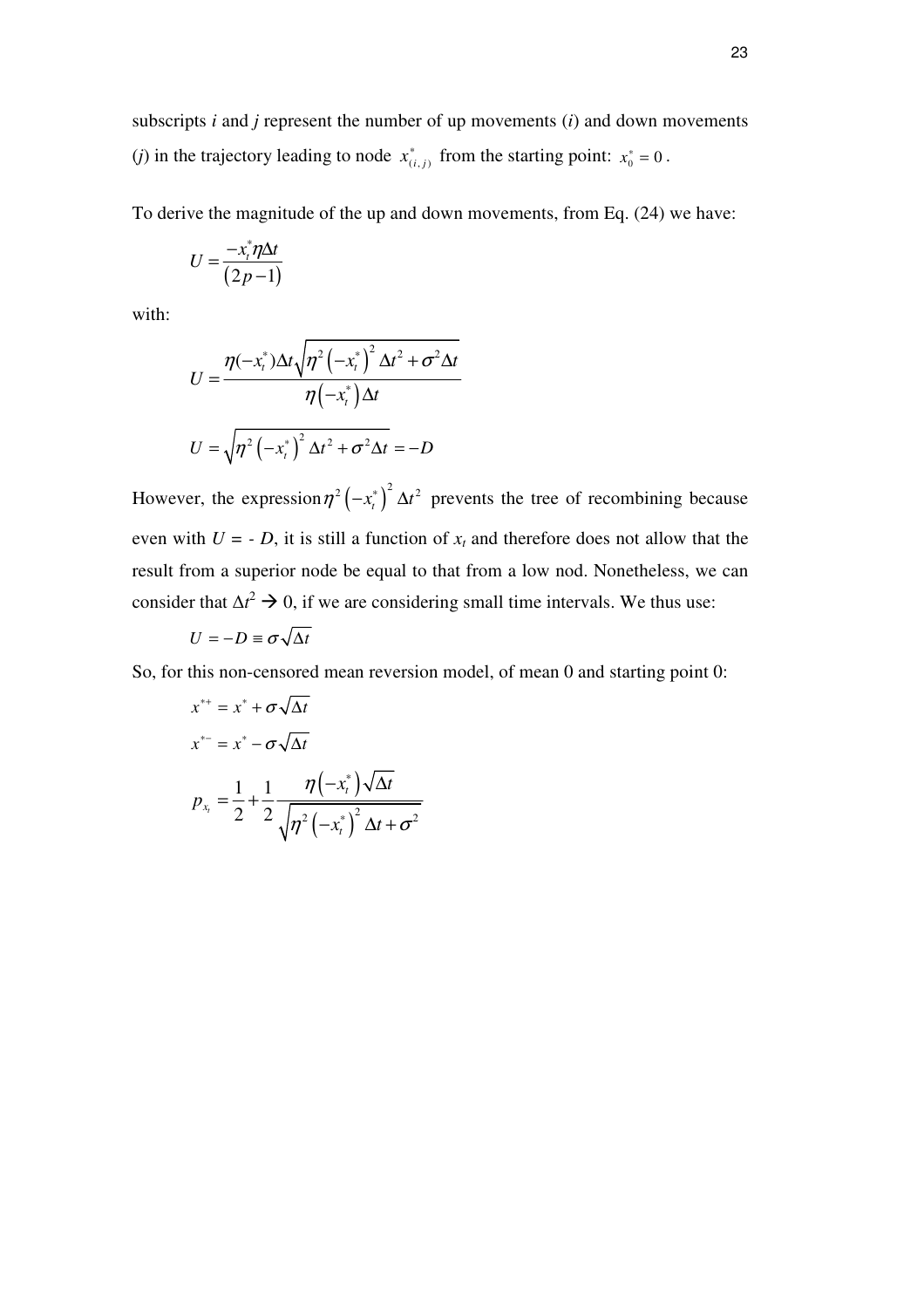subscripts *i* and *j* represent the number of up movements (*i*) and down movements (*j*) in the trajectory leading to node $x^*_{(i,j)}$ from the starting point: $x^*_0 = 0$.

To derive the magnitude of the up and down movements, from Eq. (24) we have:

$$U = \frac{-x_t^* \eta \Delta t}{(2p-1)}$$

with:

$$U = \frac{\eta(-x_t^*)\Delta t \sqrt{\eta^2 \left(-x_t^*\right)^2 \Delta t^2 + \sigma^2 \Delta t}}{\eta\left(-x_t^*\right)\Delta t}$$

$$U = \sqrt{\eta^2 \left(-x_t^*\right)^2 \Delta t^2 + \sigma^2 \Delta t} = -D$$

However, the expression $\eta^2 \left(-x_t^*\right)^2 \Delta t^2$ prevents the tree of recombining because even with $U = -D$, it is still a function of $x_t$ and therefore does not allow that the result from a superior node be equal to that from a low nod. Nonetheless, we can consider that $\Delta t^2 \rightarrow 0$, if we are considering small time intervals. We thus use:

$$U = -D \equiv \sigma\sqrt{\Delta t}$$

So, for this non-censored mean reversion model, of mean 0 and starting point 0:

$$x^{*+} = x^* + \sigma\sqrt{\Delta t}$$

$$x^{*-} = x^* - \sigma\sqrt{\Delta t}$$

$$p_{x_t} = \frac{1}{2} + \frac{1}{2}\frac{\eta\left(-x_t^*\right)\sqrt{\Delta t}}{\sqrt{\eta^2\left(-x_t^*\right)^2 \Delta t + \sigma^2}}$$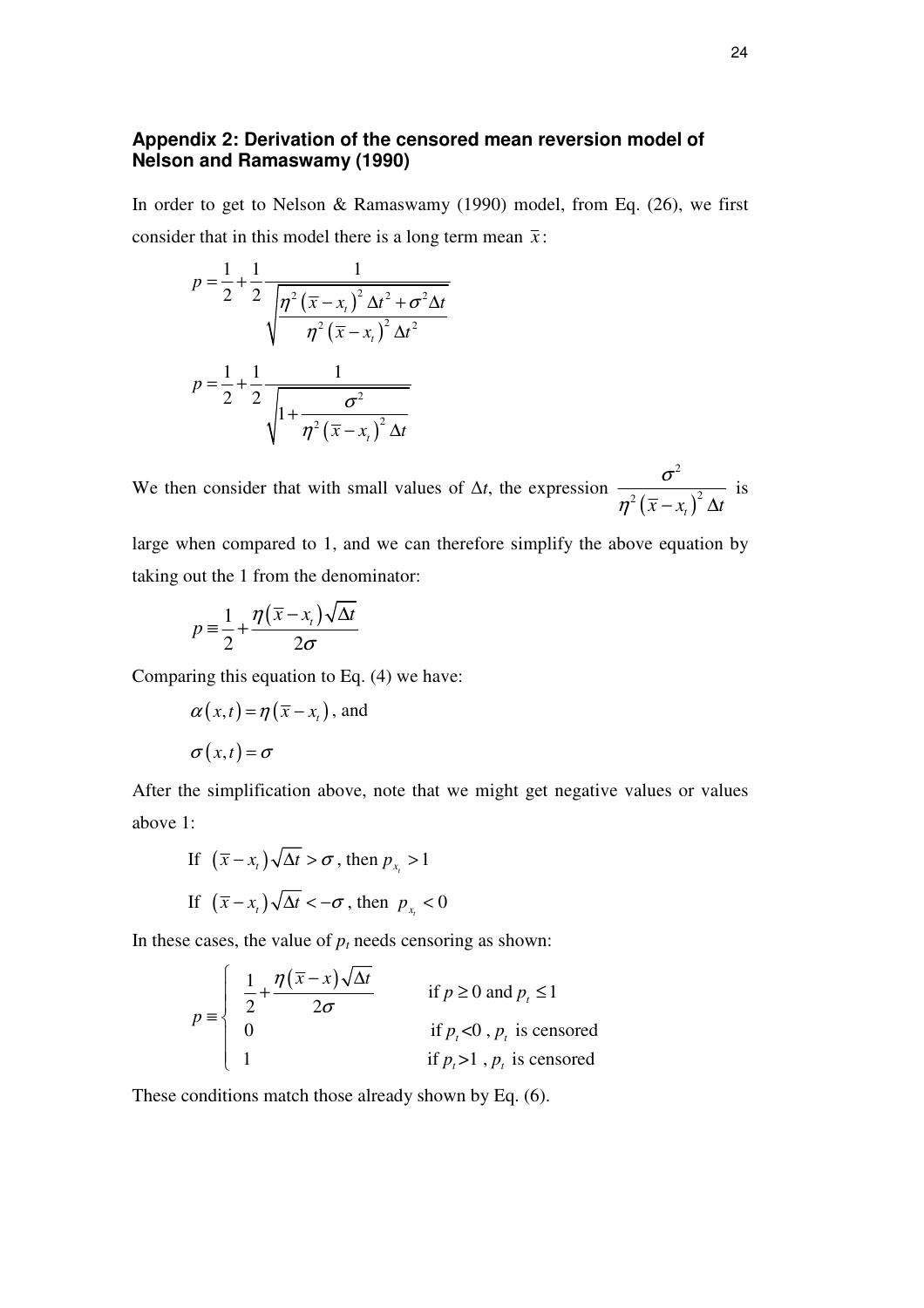## Appendix 2: Derivation of the censored mean reversion model of Nelson and Ramaswamy (1990)

In order to get to Nelson & Ramaswamy (1990) model, from Eq. (26), we first consider that in this model there is a long term mean $\bar{x}$:

$$p = \frac{1}{2} + \frac{1}{2}\frac{1}{\sqrt{\dfrac{\eta^2\left(\bar{x}-x_t\right)^2\Delta t^2 + \sigma^2\Delta t}{\eta^2\left(\bar{x}-x_t\right)^2\Delta t^2}}}$$

$$p = \frac{1}{2} + \frac{1}{2}\frac{1}{\sqrt{1+\dfrac{\sigma^2}{\eta^2\left(\bar{x}-x_t\right)^2\Delta t}}}$$

We then consider that with small values of $\Delta t$, the expression $\dfrac{\sigma^2}{\eta^2\left(\bar{x}-x_t\right)^2\Delta t}$ is large when compared to 1, and we can therefore simplify the above equation by taking out the 1 from the denominator:

$$p \equiv \frac{1}{2} + \frac{\eta\left(\bar{x}-x_t\right)\sqrt{\Delta t}}{2\sigma}$$

Comparing this equation to Eq. (4) we have:

$\alpha\left(x,t\right) = \eta\left(\bar{x}-x_t\right)$, and

$\sigma\left(x,t\right) = \sigma$

After the simplification above, note that we might get negative values or values above 1:

If $\left(\bar{x}-x_t\right)\sqrt{\Delta t} > \sigma$, then $p_{x_t} > 1$

If $\left(\bar{x}-x_t\right)\sqrt{\Delta t} < -\sigma$, then $p_{x_t} < 0$

In these cases, the value of $p_t$ needs censoring as shown:

$$p \equiv \begin{cases} \dfrac{1}{2} + \dfrac{\eta\left(\bar{x}-x\right)\sqrt{\Delta t}}{2\sigma} & \text{if } p \geq 0 \text{ and } p_t \leq 1 \\ 0 & \text{if } p_t < 0\text{ , } p_t \text{ is censored} \\ 1 & \text{if } p_t > 1\text{ , } p_t \text{ is censored} \end{cases}$$

These conditions match those already shown by Eq. (6).